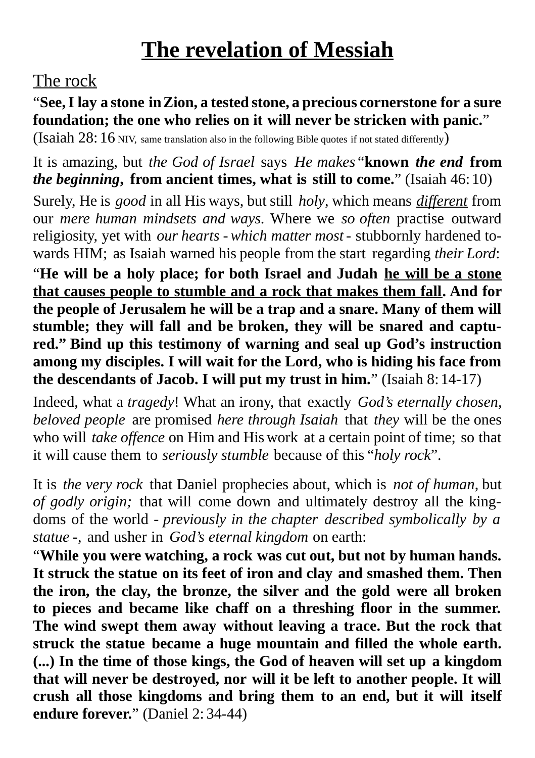# The revelation of Messiah

## The rock

"**See, I lay a stone in Zion, a tested stone, a precious cornerstone for a sure foundation; the one who relies on it will never be stricken with panic.**" (Isaiah 28: 16 NIV, same translation also in the following Bible quotes if not stated differently)

It is amazing, but *the God of Israel* says *He makes* "**known *the end* from *the beginning*, from ancient times, what is still to come.**" (Isaiah 46: 10)

Surely, He is *good* in all His ways, but still *holy*, which means *different* from our *mere human mindsets and ways*. Where we *so often* practise outward religiosity, yet with *our hearts - which matter most* - stubbornly hardened towards HIM; as Isaiah warned his people from the start regarding *their Lord*:

"**He will be a holy place; for both Israel and Judah he will be a stone that causes people to stumble and a rock that makes them fall. And for the people of Jerusalem he will be a trap and a snare. Many of them will stumble; they will fall and be broken, they will be snared and captured." Bind up this testimony of warning and seal up God's instruction among my disciples. I will wait for the Lord, who is hiding his face from the descendants of Jacob. I will put my trust in him.**" (Isaiah 8: 14-17)

Indeed, what a *tragedy*! What an irony, that exactly *God's eternally chosen, beloved people* are promised *here through Isaiah* that *they* will be the ones who will *take offence* on Him and His work at a certain point of time; so that it will cause them to *seriously stumble* because of this "*holy rock*".

It is *the very rock* that Daniel prophecies about, which is *not of human*, but *of godly origin;* that will come down and ultimately destroy all the kingdoms of the world - *previously in the chapter described symbolically by a statue* -, and usher in *God's eternal kingdom* on earth:

"**While you were watching, a rock was cut out, but not by human hands. It struck the statue on its feet of iron and clay and smashed them. Then the iron, the clay, the bronze, the silver and the gold were all broken to pieces and became like chaff on a threshing floor in the summer. The wind swept them away without leaving a trace. But the rock that struck the statue became a huge mountain and filled the whole earth. (...) In the time of those kings, the God of heaven will set up a kingdom that will never be destroyed, nor will it be left to another people. It will crush all those kingdoms and bring them to an end, but it will itself endure forever.**" (Daniel 2: 34-44)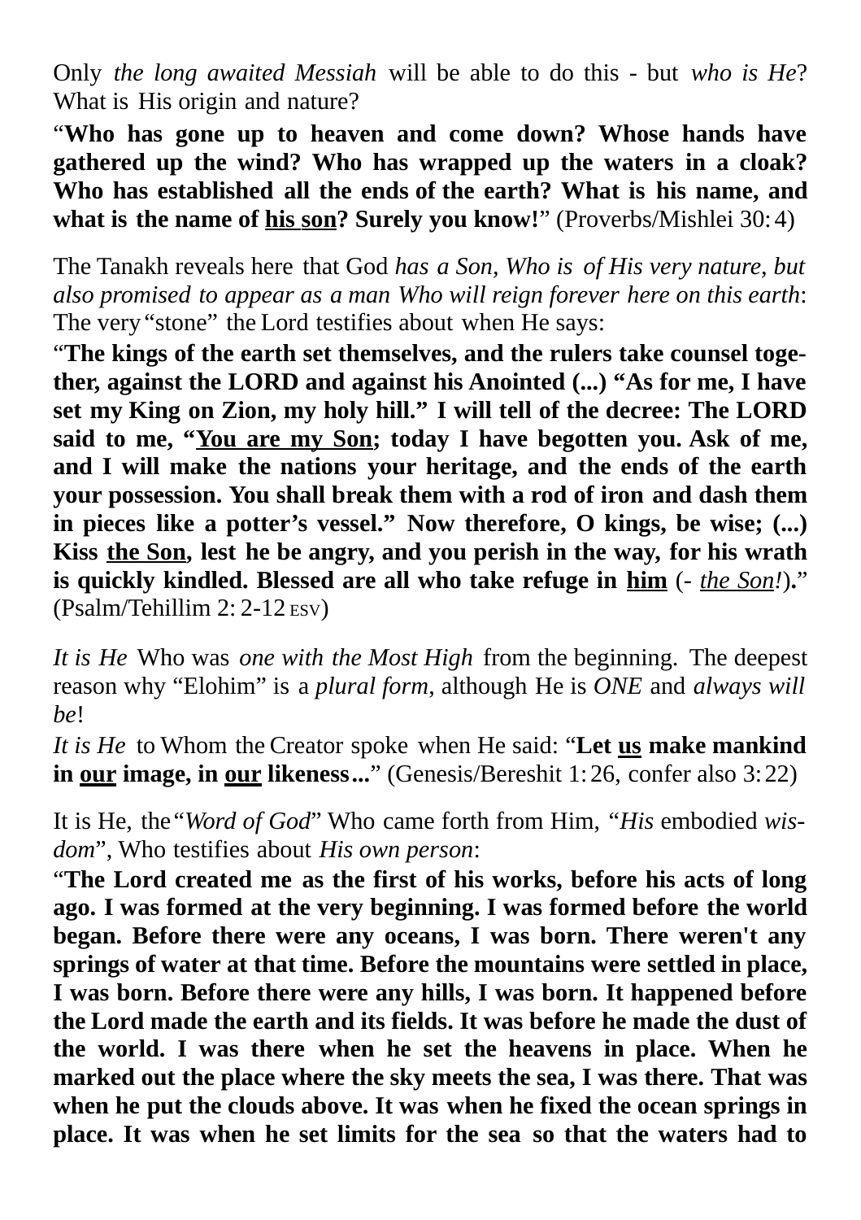Only *the long awaited Messiah* will be able to do this - but *who is He*? What is His origin and nature?

“**Who has gone up to heaven and come down? Whose hands have gathered up the wind? Who has wrapped up the waters in a cloak? Who has established all the ends of the earth? What is his name, and what is the name of <u>his son</u>? Surely you know!**” (Proverbs/Mishlei 30: 4)

The Tanakh reveals here that God *has a Son, Who is of His very nature, but also promised to appear as a man Who will reign forever here on this earth*: The very “stone” the Lord testifies about when He says:

“**The kings of the earth set themselves, and the rulers take counsel together, against the LORD and against his Anointed (...) “As for me, I have set my King on Zion, my holy hill.” I will tell of the decree: The LORD said to me, “<u>You are my Son</u>; today I have begotten you. Ask of me, and I will make the nations your heritage, and the ends of the earth your possession. You shall break them with a rod of iron and dash them in pieces like a potter’s vessel.” Now therefore, O kings, be wise; (...) Kiss <u>the Son</u>, lest he be angry, and you perish in the way, for his wrath is quickly kindled. Blessed are all who take refuge in <u>him</u>** (- *<u>the Son</u>!*)**.**” (Psalm/Tehillim 2: 2-12 ESV)

*It is He* Who was *one with the Most High* from the beginning. The deepest reason why “Elohim” is a *plural form*, although He is *ONE* and *always will be*!

*It is He* to Whom the Creator spoke when He said: “**Let <u>us</u> make mankind in <u>our</u> image, in <u>our</u> likeness...**” (Genesis/Bereshit 1: 26, confer also 3: 22)

It is He, the “*Word of God*” Who came forth from Him, “*His* embodied *wisdom*”, Who testifies about *His own person*:

“**The Lord created me as the first of his works, before his acts of long ago. I was formed at the very beginning. I was formed before the world began. Before there were any oceans, I was born. There weren't any springs of water at that time. Before the mountains were settled in place, I was born. Before there were any hills, I was born. It happened before the Lord made the earth and its fields. It was before he made the dust of the world. I was there when he set the heavens in place. When he marked out the place where the sky meets the sea, I was there. That was when he put the clouds above. It was when he fixed the ocean springs in place. It was when he set limits for the sea so that the waters had to**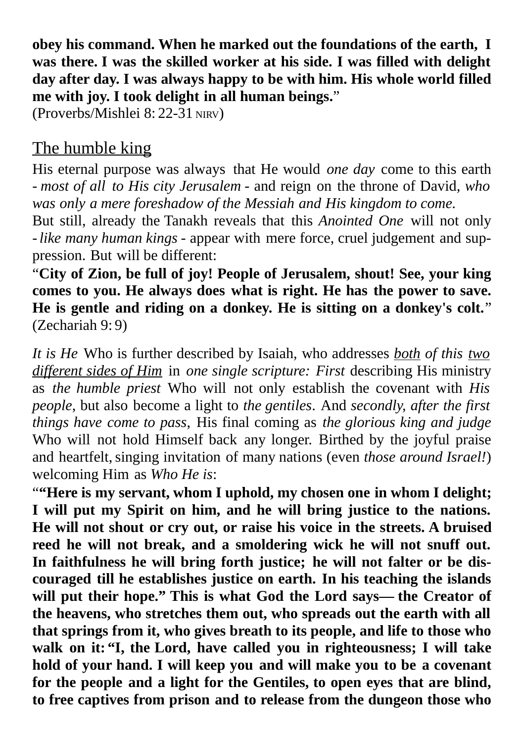**obey his command. When he marked out the foundations of the earth, I was there. I was the skilled worker at his side. I was filled with delight day after day. I was always happy to be with him. His whole world filled me with joy. I took delight in all human beings.**"
(Proverbs/Mishlei 8: 22-31 NIRV)

## The humble king

His eternal purpose was always that He would *one day* come to this earth - *most of all to His city Jerusalem* - and reign on the throne of David, *who was only a mere foreshadow of the Messiah and His kingdom to come.*
But still, already the Tanakh reveals that this *Anointed One* will not only - *like many human kings* - appear with mere force, cruel judgement and suppression. But will be different:
"**City of Zion, be full of joy! People of Jerusalem, shout! See, your king comes to you. He always does what is right. He has the power to save. He is gentle and riding on a donkey. He is sitting on a donkey's colt.**"
(Zechariah 9: 9)

*It is He* Who is further described by Isaiah, who addresses *both of this two different sides of Him* in *one single scripture: First* describing His ministry as *the humble priest* Who will not only establish the covenant with *His people*, but also become a light to *the gentiles*. And *secondly, after the first things have come to pass*, His final coming as *the glorious king and judge* Who will not hold Himself back any longer. Birthed by the joyful praise and heartfelt, singing invitation of many nations (even *those around Israel!*) welcoming Him as *Who He is*:
"**"Here is my servant, whom I uphold, my chosen one in whom I delight; I will put my Spirit on him, and he will bring justice to the nations. He will not shout or cry out, or raise his voice in the streets. A bruised reed he will not break, and a smoldering wick he will not snuff out. In faithfulness he will bring forth justice; he will not falter or be discouraged till he establishes justice on earth. In his teaching the islands will put their hope." This is what God the Lord says— the Creator of the heavens, who stretches them out, who spreads out the earth with all that springs from it, who gives breath to its people, and life to those who walk on it: "I, the Lord, have called you in righteousness; I will take hold of your hand. I will keep you and will make you to be a covenant for the people and a light for the Gentiles, to open eyes that are blind, to free captives from prison and to release from the dungeon those who**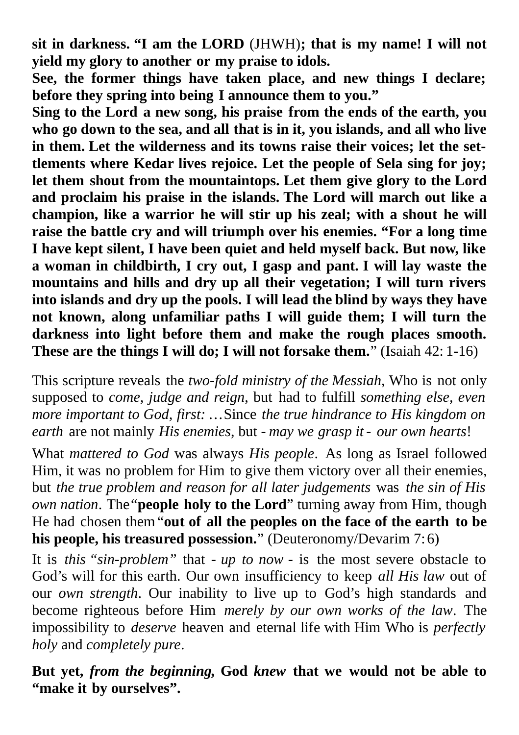**sit in darkness. “I am the LORD** (JHWH)**; that is my name! I will not yield my glory to another or my praise to idols.**
**See, the former things have taken place, and new things I declare; before they spring into being I announce them to you.”**
**Sing to the Lord a new song, his praise from the ends of the earth, you who go down to the sea, and all that is in it, you islands, and all who live in them. Let the wilderness and its towns raise their voices; let the settlements where Kedar lives rejoice. Let the people of Sela sing for joy; let them shout from the mountaintops. Let them give glory to the Lord and proclaim his praise in the islands. The Lord will march out like a champion, like a warrior he will stir up his zeal; with a shout he will raise the battle cry and will triumph over his enemies. “For a long time I have kept silent, I have been quiet and held myself back. But now, like a woman in childbirth, I cry out, I gasp and pant. I will lay waste the mountains and hills and dry up all their vegetation; I will turn rivers into islands and dry up the pools. I will lead the blind by ways they have not known, along unfamiliar paths I will guide them; I will turn the darkness into light before them and make the rough places smooth. These are the things I will do; I will not forsake them.**” (Isaiah 42: 1-16)

This scripture reveals the *two-fold ministry of the Messiah*, Who is not only supposed to *come, judge and reign*, but had to fulfill *something else, even more important to God, first:* …Since *the true hindrance to His kingdom on earth* are not mainly *His enemies*, but - *may we grasp it* - *our own hearts*!

What *mattered to God* was always *His people*. As long as Israel followed Him, it was no problem for Him to give them victory over all their enemies, but *the true problem and reason for all later judgements* was *the sin of His own nation*. The *“***people holy to the Lord**” turning away from Him, though He had chosen them “**out of all the peoples on the face of the earth to be his people, his treasured possession.**” (Deuteronomy/Devarim 7: 6)

It is *this* “*sin-problem”* that - *up to now* - is the most severe obstacle to God’s will for this earth. Our own insufficiency to keep *all His law* out of our *own strength*. Our inability to live up to God’s high standards and become righteous before Him *merely by our own works of the law*. The impossibility to *deserve* heaven and eternal life with Him Who is *perfectly holy* and *completely pure*.

**But yet, *from the beginning,* God *knew* that we would not be able to “make it by ourselves”.**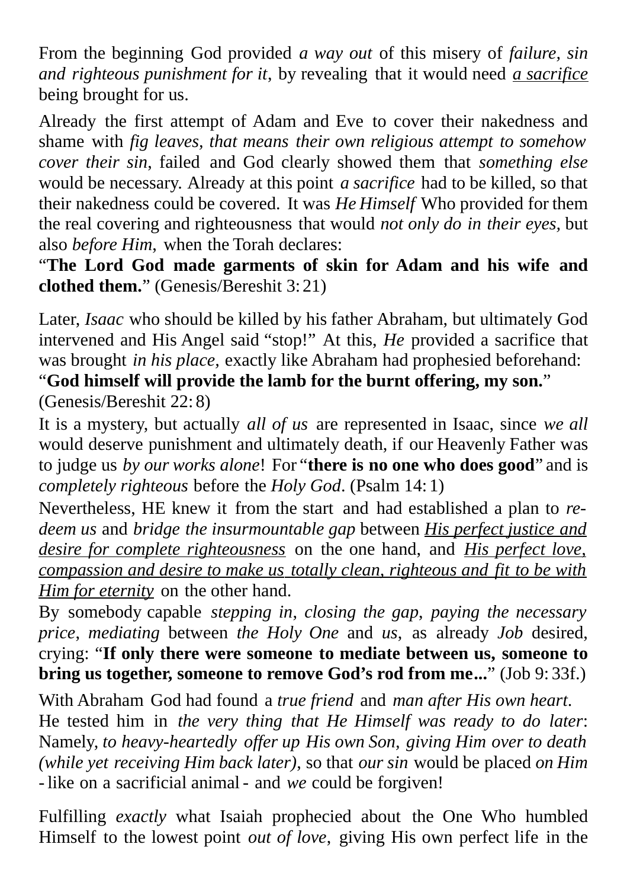From the beginning God provided *a way out* of this misery of *failure, sin and righteous punishment for it*, by revealing that it would need <u>*a sacrifice*</u> being brought for us.

Already the first attempt of Adam and Eve to cover their nakedness and shame with *fig leaves, that means their own religious attempt to somehow cover their sin*, failed and God clearly showed them that *something else* would be necessary. Already at this point *a sacrifice* had to be killed, so that their nakedness could be covered. It was *He Himself* Who provided for them the real covering and righteousness that would *not only do in their eyes*, but also *before Him*, when the Torah declares:
"**The Lord God made garments of skin for Adam and his wife and clothed them.**" (Genesis/Bereshit 3: 21)

Later, *Isaac* who should be killed by his father Abraham, but ultimately God intervened and His Angel said "stop!" At this, *He* provided a sacrifice that was brought *in his place,* exactly like Abraham had prophesied beforehand:
"**God himself will provide the lamb for the burnt offering, my son.**"
(Genesis/Bereshit 22: 8)

It is a mystery, but actually *all of us* are represented in Isaac, since *we all* would deserve punishment and ultimately death, if our Heavenly Father was to judge us *by our works alone*! For "**there is no one who does good**" and is *completely righteous* before the *Holy God*. (Psalm 14: 1)

Nevertheless, HE knew it from the start and had established a plan to *re-deem us* and *bridge the insurmountable gap* between <u>*His perfect justice and desire for complete righteousness*</u> on the one hand, and <u>*His perfect love, compassion and desire to make us totally clean, righteous and fit to be with Him for eternity*</u> on the other hand.

By somebody capable *stepping in, closing the gap, paying the necessary price, mediating* between *the Holy One* and *us*, as already *Job* desired, crying: "**If only there were someone to mediate between us, someone to bring us together, someone to remove God's rod from me...**" (Job 9: 33f.)

With Abraham God had found a *true friend* and *man after His own heart*.
He tested him in *the very thing that He Himself was ready to do later*: Namely, *to heavy-heartedly offer up His own Son, giving Him over to death (while yet receiving Him back later)*, so that *our sin* would be placed *on Him* - like on a sacrificial animal - and *we* could be forgiven!

Fulfilling *exactly* what Isaiah prophecied about the One Who humbled Himself to the lowest point *out of love,* giving His own perfect life in the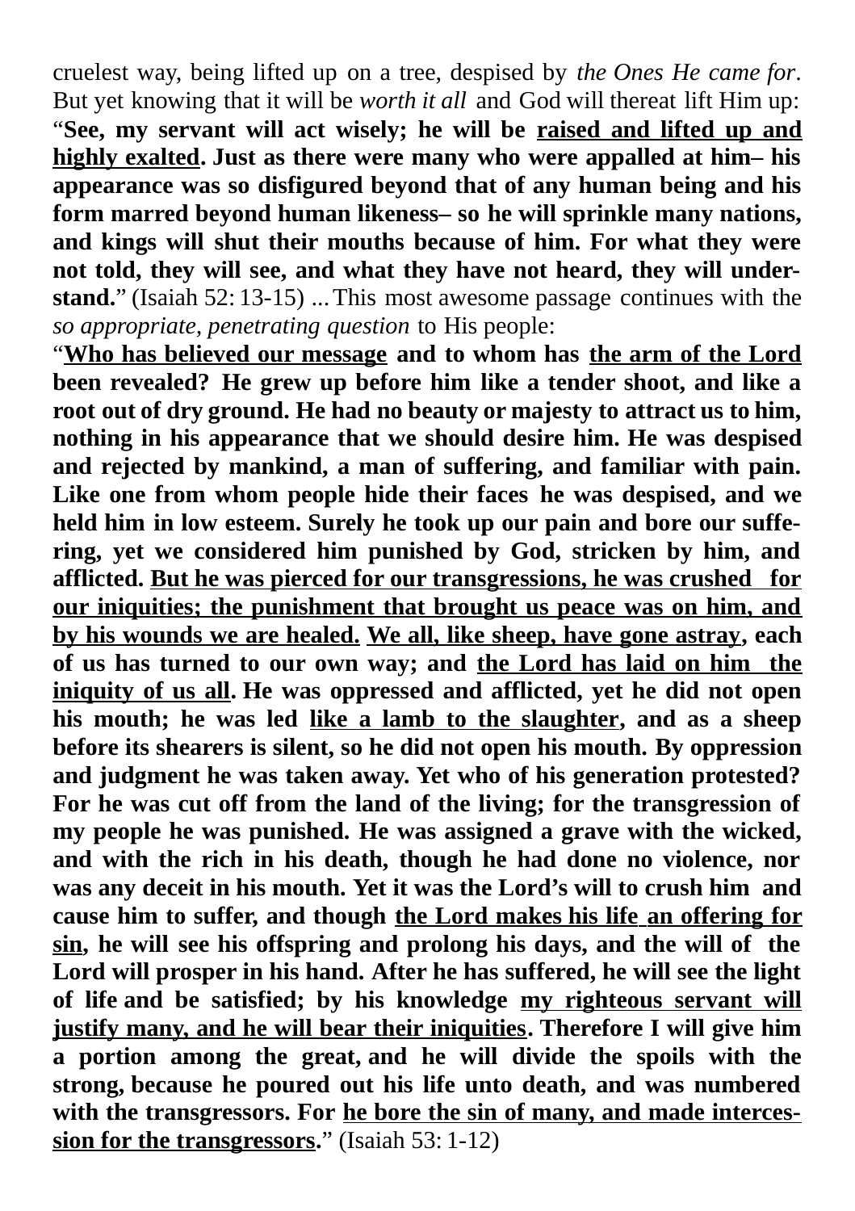cruelest way, being lifted up on a tree, despised by *the Ones He came for*. But yet knowing that it will be *worth it all* and God will thereat lift Him up: "**See, my servant will act wisely; he will be <u>raised and lifted up and highly exalted</u>. Just as there were many who were appalled at him– his appearance was so disfigured beyond that of any human being and his form marred beyond human likeness– so he will sprinkle many nations, and kings will shut their mouths because of him. For what they were not told, they will see, and what they have not heard, they will understand.**" (Isaiah 52: 13-15) ... This most awesome passage continues with the *so appropriate, penetrating question* to His people:

"**<u>Who has believed our message</u> and to whom has <u>the arm of the Lord</u> been revealed? He grew up before him like a tender shoot, and like a root out of dry ground. He had no beauty or majesty to attract us to him, nothing in his appearance that we should desire him. He was despised and rejected by mankind, a man of suffering, and familiar with pain. Like one from whom people hide their faces he was despised, and we held him in low esteem. Surely he took up our pain and bore our suffering, yet we considered him punished by God, stricken by him, and afflicted. <u>But he was pierced for our transgressions, he was crushed for our iniquities; the punishment that brought us peace was on him, and by his wounds we are healed.</u> <u>We all, like sheep, have gone astray</u>, each of us has turned to our own way; and <u>the Lord has laid on him the iniquity of us all</u>. He was oppressed and afflicted, yet he did not open his mouth; he was led <u>like a lamb to the slaughter</u>, and as a sheep before its shearers is silent, so he did not open his mouth. By oppression and judgment he was taken away. Yet who of his generation protested? For he was cut off from the land of the living; for the transgression of my people he was punished. He was assigned a grave with the wicked, and with the rich in his death, though he had done no violence, nor was any deceit in his mouth. Yet it was the Lord's will to crush him and cause him to suffer, and though <u>the Lord makes his life an offering for sin</u>, he will see his offspring and prolong his days, and the will of the Lord will prosper in his hand. After he has suffered, he will see the light of life and be satisfied; by his knowledge <u>my righteous servant will justify many, and he will bear their iniquities</u>. Therefore I will give him a portion among the great, and he will divide the spoils with the strong, because he poured out his life unto death, and was numbered with the transgressors. For <u>he bore the sin of many, and made intercession for the transgressors</u>.**" (Isaiah 53: 1-12)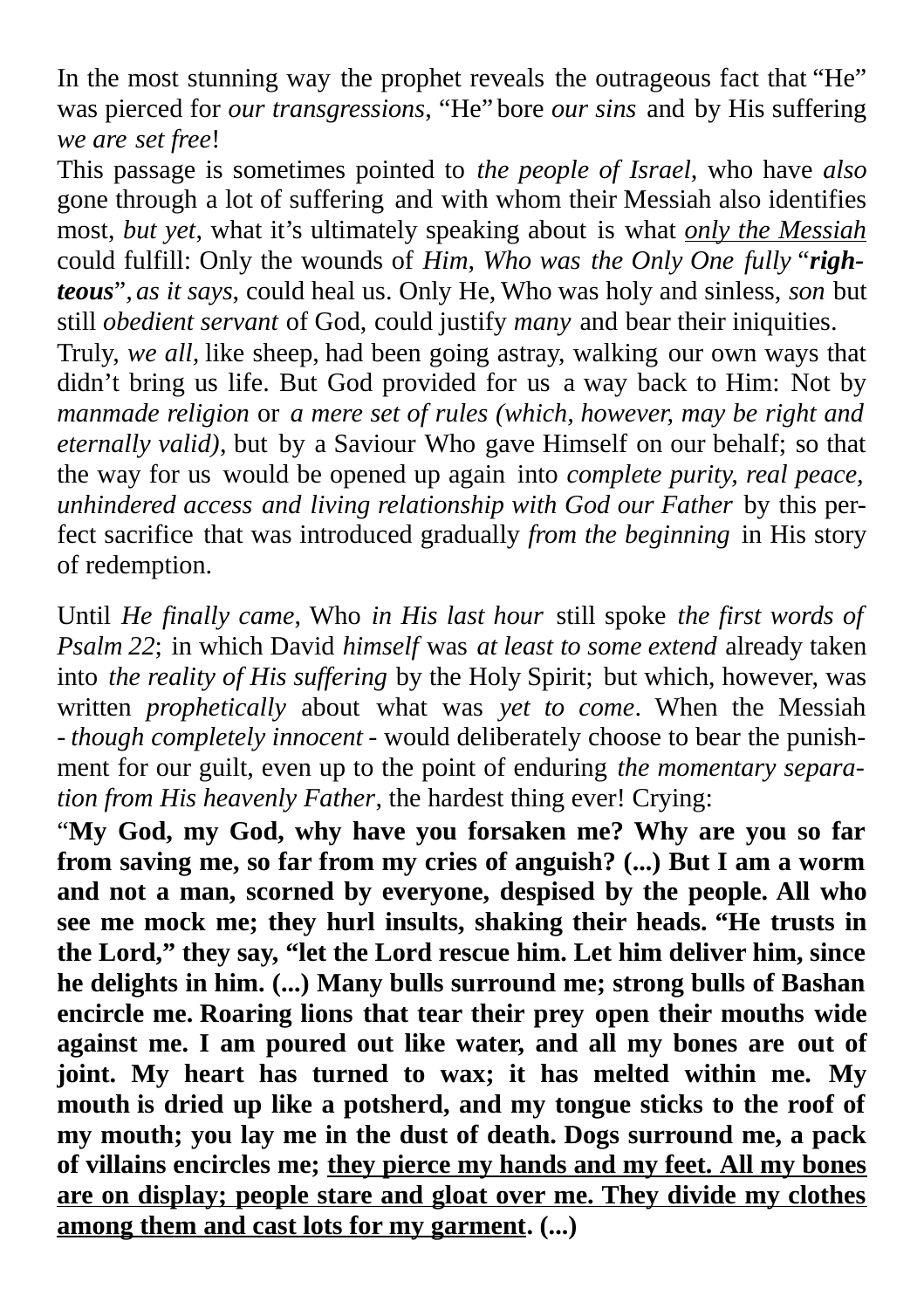In the most stunning way the prophet reveals the outrageous fact that "He" was pierced for *our transgressions*, "He" bore *our sins* and by His suffering *we are set free*!

This passage is sometimes pointed to *the people of Israel,* who have *also* gone through a lot of suffering and with whom their Messiah also identifies most, *but yet*, what it's ultimately speaking about is what <u>*only the Messiah*</u> could fulfill: Only the wounds of *Him, Who was the Only One fully* "***righteous***", *as it says*, could heal us. Only He, Who was holy and sinless, *son* but still *obedient servant* of God, could justify *many* and bear their iniquities.

Truly, *we all*, like sheep, had been going astray, walking our own ways that didn't bring us life. But God provided for us a way back to Him: Not by *manmade religion* or *a mere set of rules (which, however, may be right and eternally valid)*, but by a Saviour Who gave Himself on our behalf; so that the way for us would be opened up again into *complete purity, real peace, unhindered access and living relationship with God our Father* by this perfect sacrifice that was introduced gradually *from the beginning* in His story of redemption.

Until *He finally came*, Who *in His last hour* still spoke *the first words of Psalm 22*; in which David *himself* was *at least to some extend* already taken into *the reality of His suffering* by the Holy Spirit; but which, however, was written *prophetically* about what was *yet to come*. When the Messiah - *though completely innocent* - would deliberately choose to bear the punishment for our guilt, even up to the point of enduring *the momentary separation from His heavenly Father*, the hardest thing ever! Crying:

"**My God, my God, why have you forsaken me? Why are you so far from saving me, so far from my cries of anguish? (...) But I am a worm and not a man, scorned by everyone, despised by the people. All who see me mock me; they hurl insults, shaking their heads. "He trusts in the Lord," they say, "let the Lord rescue him. Let him deliver him, since he delights in him. (...) Many bulls surround me; strong bulls of Bashan encircle me. Roaring lions that tear their prey open their mouths wide against me. I am poured out like water, and all my bones are out of joint. My heart has turned to wax; it has melted within me. My mouth is dried up like a potsherd, and my tongue sticks to the roof of my mouth; you lay me in the dust of death. Dogs surround me, a pack of villains encircles me; <u>they pierce my hands and my feet. All my bones are on display; people stare and gloat over me. They divide my clothes among them and cast lots for my garment</u>. (...)**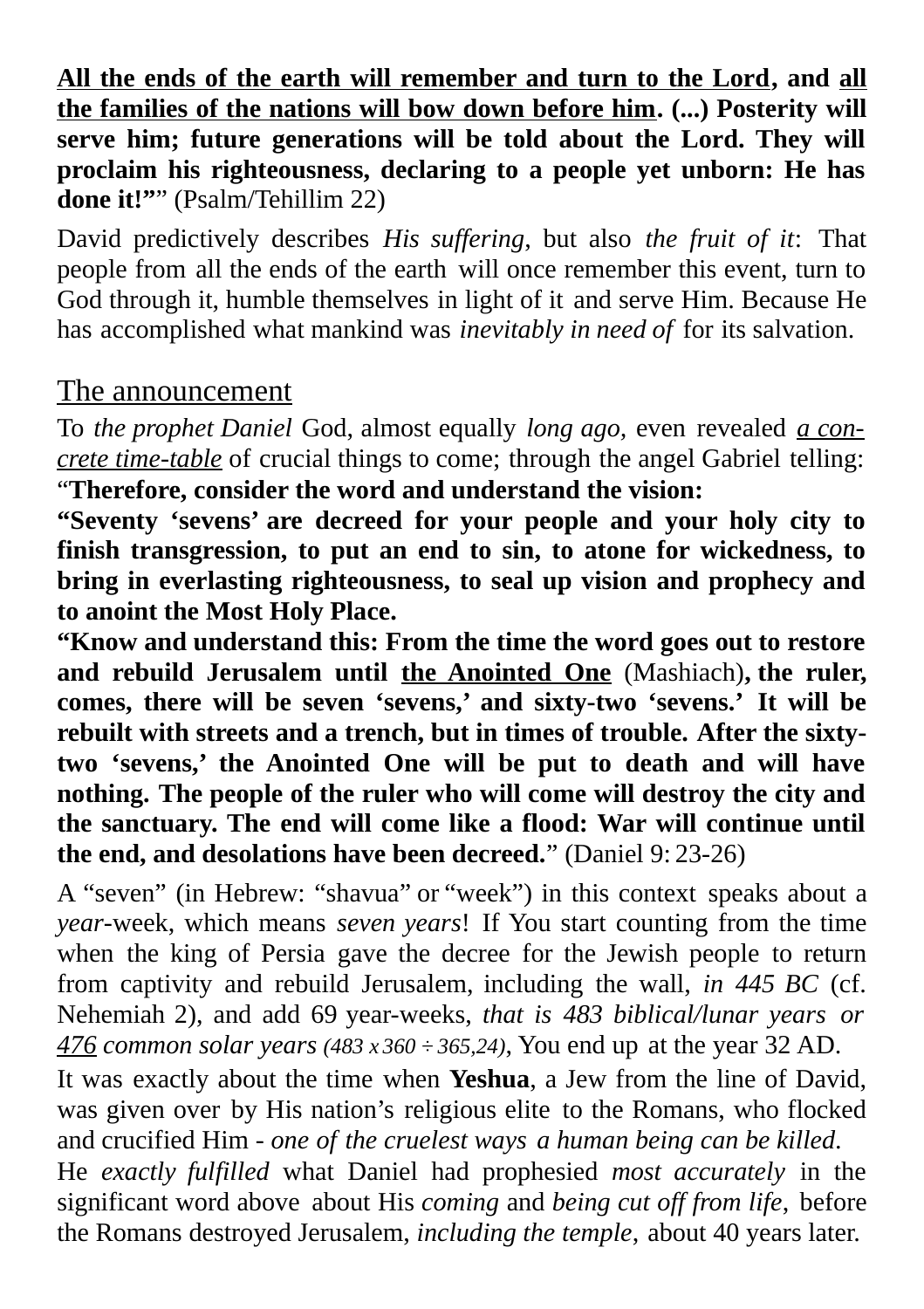**<u>All the ends of the earth will remember and turn to the Lord</u>, and <u>all the families of the nations will bow down before him</u>. (...) Posterity will serve him; future generations will be told about the Lord. They will proclaim his righteousness, declaring to a people yet unborn: He has done it!”**” (Psalm/Tehillim 22)

David predictively describes *His suffering*, but also *the fruit of it*: That people from all the ends of the earth will once remember this event, turn to God through it, humble themselves in light of it and serve Him. Because He has accomplished what mankind was *inevitably in need of* for its salvation.

## The announcement

To *the prophet Daniel* God, almost equally *long ago,* even revealed *<u>a concrete time-table</u>* of crucial things to come; through the angel Gabriel telling: “**Therefore, consider the word and understand the vision:**

**“Seventy ‘sevens’ are decreed for your people and your holy city to finish transgression, to put an end to sin, to atone for wickedness, to bring in everlasting righteousness, to seal up vision and prophecy and to anoint the Most Holy Place.**

**“Know and understand this: From the time the word goes out to restore and rebuild Jerusalem until <u>the Anointed One</u>** (Mashiach)**, the ruler, comes, there will be seven ‘sevens,’ and sixty-two ‘sevens.’ It will be rebuilt with streets and a trench, but in times of trouble. After the sixty-two ‘sevens,’ the Anointed One will be put to death and will have nothing. The people of the ruler who will come will destroy the city and the sanctuary. The end will come like a flood: War will continue until the end, and desolations have been decreed.**” (Daniel 9: 23-26)

A “seven” (in Hebrew: “shavua” or “week”) in this context speaks about a *year*-week, which means *seven years*! If You start counting from the time when the king of Persia gave the decree for the Jewish people to return from captivity and rebuild Jerusalem, including the wall, *in 445 BC* (cf. Nehemiah 2), and add 69 year-weeks, *that is 483 biblical/lunar years or <u>476</u> common solar years (483 x 360 ÷ 365,24)*, You end up at the year 32 AD.

It was exactly about the time when **Yeshua**, a Jew from the line of David, was given over by His nation’s religious elite to the Romans, who flocked and crucified Him - *one of the cruelest ways a human being can be killed*.

He *exactly fulfilled* what Daniel had prophesied *most accurately* in the significant word above about His *coming* and *being cut off from life,* before the Romans destroyed Jerusalem, *including the temple,* about 40 years later.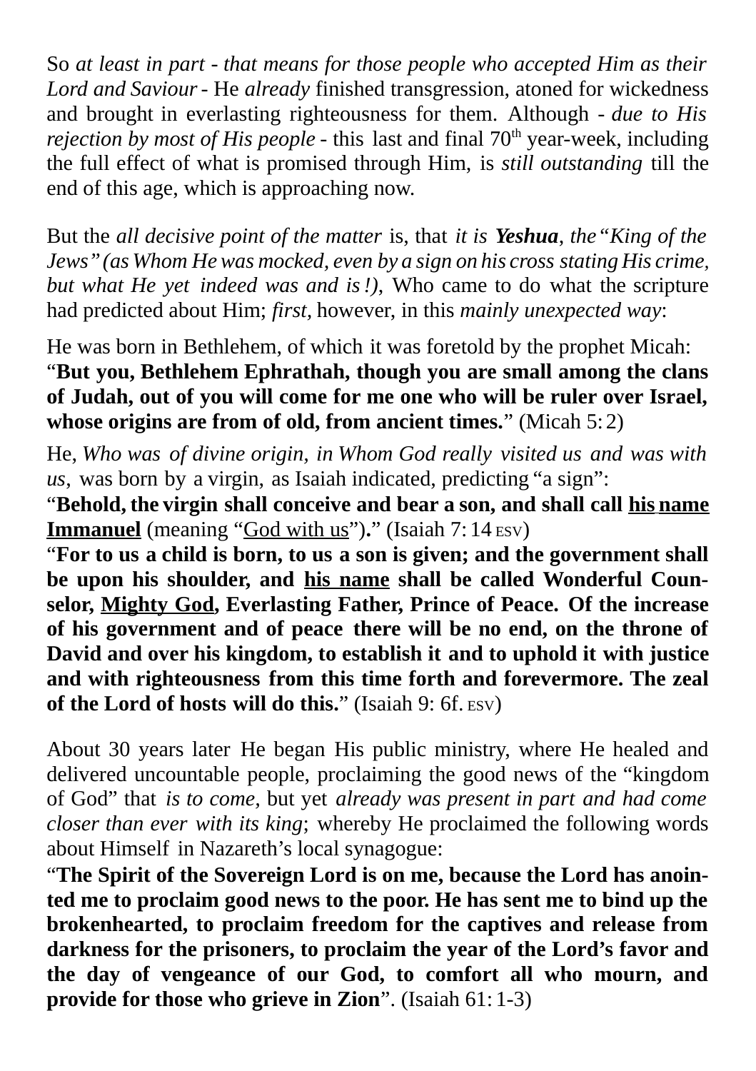So *at least in part - that means for those people who accepted Him as their Lord and Saviour* - He *already* finished transgression, atoned for wickedness and brought in everlasting righteousness for them. Although - *due to His rejection by most of His people* - this last and final 70th year-week, including the full effect of what is promised through Him, is *still outstanding* till the end of this age, which is approaching now.

But the *all decisive point of the matter* is, that *it is **Yeshua**, the "King of the Jews" (as Whom He was mocked, even by a sign on his cross stating His crime, but what He yet indeed was and is!)*, Who came to do what the scripture had predicted about Him; *first*, however, in this *mainly unexpected way*:

He was born in Bethlehem, of which it was foretold by the prophet Micah:
"**But you, Bethlehem Ephrathah, though you are small among the clans of Judah, out of you will come for me one who will be ruler over Israel, whose origins are from of old, from ancient times.**" (Micah 5: 2)

He, *Who was of divine origin, in Whom God really visited us and was with us*, was born by a virgin, as Isaiah indicated, predicting "a sign":
"**Behold, the virgin shall conceive and bear a son, and shall call <u>his name</u> <u>Immanuel</u>** (meaning "<u>God with us</u>")." (Isaiah 7: 14 ESV)
"**For to us a child is born, to us a son is given; and the government shall be upon his shoulder, and <u>his name</u> shall be called Wonderful Counselor, <u>Mighty God</u>, Everlasting Father, Prince of Peace. Of the increase of his government and of peace there will be no end, on the throne of David and over his kingdom, to establish it and to uphold it with justice and with righteousness from this time forth and forevermore. The zeal of the Lord of hosts will do this.**" (Isaiah 9: 6f. ESV)

About 30 years later He began His public ministry, where He healed and delivered uncountable people, proclaiming the good news of the "kingdom of God" that *is to come,* but yet *already was present in part and had come closer than ever with its king*; whereby He proclaimed the following words about Himself in Nazareth's local synagogue:
"**The Spirit of the Sovereign Lord is on me, because the Lord has anointed me to proclaim good news to the poor. He has sent me to bind up the brokenhearted, to proclaim freedom for the captives and release from darkness for the prisoners, to proclaim the year of the Lord's favor and the day of vengeance of our God, to comfort all who mourn, and provide for those who grieve in Zion**". (Isaiah 61: 1-3)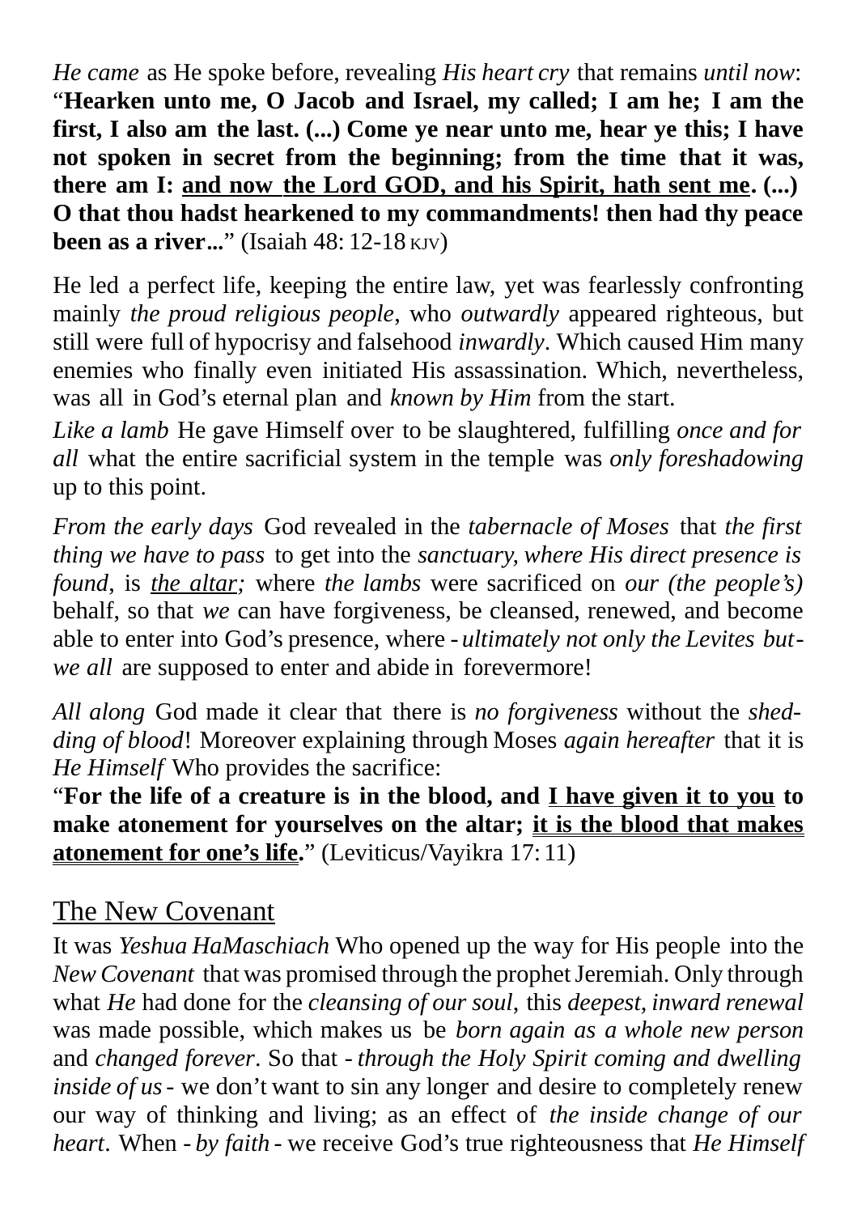*He came* as He spoke before, revealing *His heart cry* that remains *until now*: "**Hearken unto me, O Jacob and Israel, my called; I am he; I am the first, I also am the last. (...) Come ye near unto me, hear ye this; I have not spoken in secret from the beginning; from the time that it was, there am I: <u>and now the Lord GOD, and his Spirit, hath sent me</u>. (...) O that thou hadst hearkened to my commandments! then had thy peace been as a river...**" (Isaiah 48: 12-18 KJV)

He led a perfect life, keeping the entire law, yet was fearlessly confronting mainly *the proud religious people*, who *outwardly* appeared righteous, but still were full of hypocrisy and falsehood *inwardly*. Which caused Him many enemies who finally even initiated His assassination. Which, nevertheless, was all in God's eternal plan and *known by Him* from the start.

*Like a lamb* He gave Himself over to be slaughtered, fulfilling *once and for all* what the entire sacrificial system in the temple was *only foreshadowing* up to this point.

*From the early days* God revealed in the *tabernacle of Moses* that *the first thing we have to pass* to get into the *sanctuary, where His direct presence is found*, is *<u>the altar</u>;* where *the lambs* were sacrificed on *our (the people's)* behalf, so that *we* can have forgiveness, be cleansed, renewed, and become able to enter into God's presence, where - *ultimately not only the Levites but - we all* are supposed to enter and abide in forevermore!

*All along* God made it clear that there is *no forgiveness* without the *shedding of blood*! Moreover explaining through Moses *again hereafter* that it is *He Himself* Who provides the sacrifice:
"**For the life of a creature is in the blood, and <u>I have given it to you</u> to make atonement for yourselves on the altar; <u>it is the blood that makes atonement for one's life</u>.**" (Leviticus/Vayikra 17: 11)

## <u>The New Covenant</u>

It was *Yeshua HaMaschiach* Who opened up the way for His people into the *New Covenant* that was promised through the prophet Jeremiah. Only through what *He* had done for the *cleansing of our soul*, this *deepest, inward renewal* was made possible, which makes us be *born again as a whole new person* and *changed forever*. So that - *through the Holy Spirit coming and dwelling inside of us* - we don't want to sin any longer and desire to completely renew our way of thinking and living; as an effect of *the inside change of our heart*. When - *by faith* - we receive God's true righteousness that *He Himself*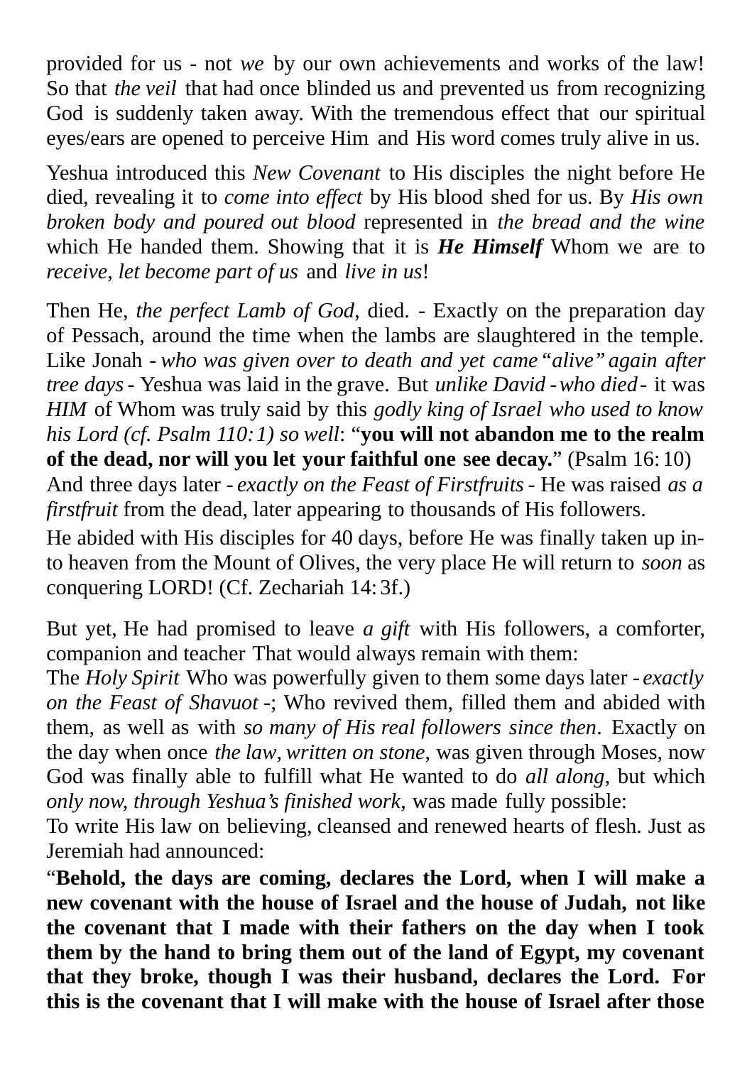provided for us - not *we* by our own achievements and works of the law! So that *the veil* that had once blinded us and prevented us from recognizing God is suddenly taken away. With the tremendous effect that our spiritual eyes/ears are opened to perceive Him and His word comes truly alive in us.

Yeshua introduced this *New Covenant* to His disciples the night before He died, revealing it to *come into effect* by His blood shed for us. By *His own broken body and poured out blood* represented in *the bread and the wine* which He handed them. Showing that it is ***He Himself*** Whom we are to *receive, let become part of us* and *live in us*!

Then He, *the perfect Lamb of God*, died. - Exactly on the preparation day of Pessach, around the time when the lambs are slaughtered in the temple. Like Jonah - *who was given over to death and yet came "alive" again after tree days* - Yeshua was laid in the grave. But *unlike David - who died* - it was *HIM* of Whom was truly said by this *godly king of Israel who used to know his Lord (cf. Psalm 110:1) so well*: "**you will not abandon me to the realm of the dead, nor will you let your faithful one see decay.**" (Psalm 16:10) And three days later - *exactly on the Feast of Firstfruits* - He was raised *as a firstfruit* from the dead, later appearing to thousands of His followers.

He abided with His disciples for 40 days, before He was finally taken up into heaven from the Mount of Olives, the very place He will return to *soon* as conquering LORD! (Cf. Zechariah 14:3f.)

But yet, He had promised to leave *a gift* with His followers, a comforter, companion and teacher That would always remain with them:
The *Holy Spirit* Who was powerfully given to them some days later - *exactly on the Feast of Shavuot* -; Who revived them, filled them and abided with them, as well as with *so many of His real followers since then*. Exactly on the day when once *the law, written on stone*, was given through Moses, now God was finally able to fulfill what He wanted to do *all along*, but which *only now, through Yeshua's finished work,* was made fully possible:
To write His law on believing, cleansed and renewed hearts of flesh. Just as Jeremiah had announced:
"**Behold, the days are coming, declares the Lord, when I will make a new covenant with the house of Israel and the house of Judah, not like the covenant that I made with their fathers on the day when I took them by the hand to bring them out of the land of Egypt, my covenant that they broke, though I was their husband, declares the Lord. For this is the covenant that I will make with the house of Israel after those**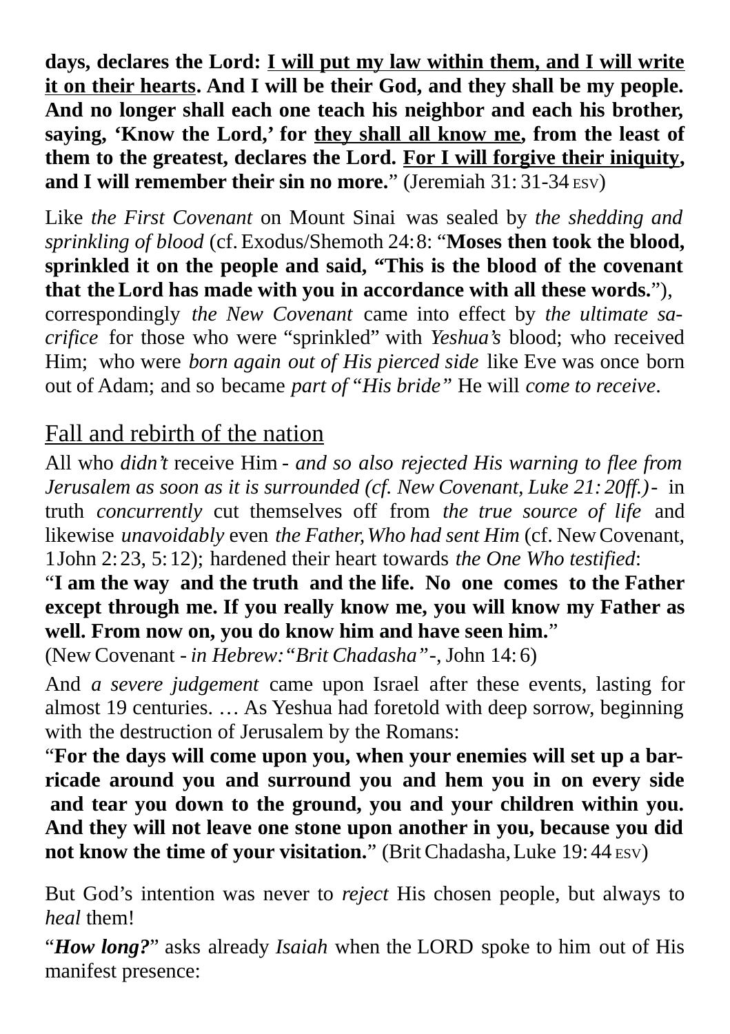**days, declares the Lord: <u>I will put my law within them, and I will write it on their hearts</u>. And I will be their God, and they shall be my people. And no longer shall each one teach his neighbor and each his brother, saying, 'Know the Lord,' for <u>they shall all know me</u>, from the least of them to the greatest, declares the Lord. <u>For I will forgive their iniquity</u>, and I will remember their sin no more.**" (Jeremiah 31: 31-34 ESV)

Like *the First Covenant* on Mount Sinai was sealed by *the shedding and sprinkling of blood* (cf. Exodus/Shemoth 24: 8: "**Moses then took the blood, sprinkled it on the people and said, "This is the blood of the covenant that the Lord has made with you in accordance with all these words.**"), correspondingly *the New Covenant* came into effect by *the ultimate sacrifice* for those who were "sprinkled" with *Yeshua's* blood; who received Him; who were *born again out of His pierced side* like Eve was once born out of Adam; and so became *part of "His bride"* He will *come to receive*.

## <u>Fall and rebirth of the nation</u>

All who *didn't* receive Him - *and so also rejected His warning to flee from Jerusalem as soon as it is surrounded (cf. New Covenant, Luke 21: 20ff.)* - in truth *concurrently* cut themselves off from *the true source of life* and likewise *unavoidably* even *the Father, Who had sent Him* (cf. New Covenant, 1 John 2: 23, 5: 12); hardened their heart towards *the One Who testified*:

"**I am the way and the truth and the life. No one comes to the Father except through me. If you really know me, you will know my Father as well. From now on, you do know him and have seen him.**"
(New Covenant - *in Hebrew: "Brit Chadasha"* -, John 14: 6)

And *a severe judgement* came upon Israel after these events, lasting for almost 19 centuries. … As Yeshua had foretold with deep sorrow, beginning with the destruction of Jerusalem by the Romans:

"**For the days will come upon you, when your enemies will set up a barricade around you and surround you and hem you in on every side and tear you down to the ground, you and your children within you. And they will not leave one stone upon another in you, because you did not know the time of your visitation.**" (Brit Chadasha, Luke 19: 44 ESV)

But God's intention was never to *reject* His chosen people, but always to *heal* them!

"***How long?***" asks already *Isaiah* when the LORD spoke to him out of His manifest presence: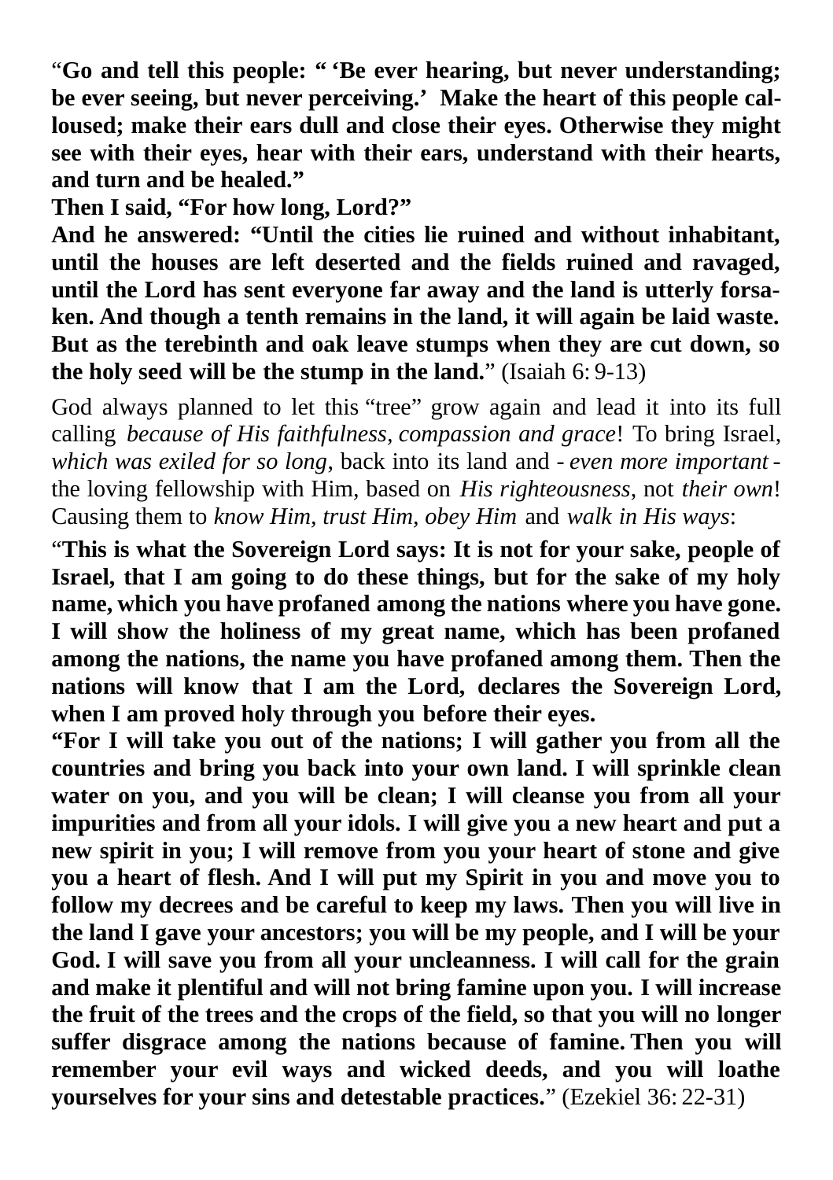"**Go and tell this people: " 'Be ever hearing, but never understanding; be ever seeing, but never perceiving.' Make the heart of this people calloused; make their ears dull and close their eyes. Otherwise they might see with their eyes, hear with their ears, understand with their hearts, and turn and be healed."**

**Then I said, "For how long, Lord?"**

**And he answered: "Until the cities lie ruined and without inhabitant, until the houses are left deserted and the fields ruined and ravaged, until the Lord has sent everyone far away and the land is utterly forsaken. And though a tenth remains in the land, it will again be laid waste. But as the terebinth and oak leave stumps when they are cut down, so the holy seed will be the stump in the land.**" (Isaiah 6: 9-13)

God always planned to let this "tree" grow again and lead it into its full calling *because of His faithfulness, compassion and grace*! To bring Israel, *which was exiled for so long*, back into its land and - *even more important* - the loving fellowship with Him, based on *His righteousness*, not *their own*! Causing them to *know Him, trust Him, obey Him* and *walk in His ways*:

"**This is what the Sovereign Lord says: It is not for your sake, people of Israel, that I am going to do these things, but for the sake of my holy name, which you have profaned among the nations where you have gone. I will show the holiness of my great name, which has been profaned among the nations, the name you have profaned among them. Then the nations will know that I am the Lord, declares the Sovereign Lord, when I am proved holy through you before their eyes.**

**"For I will take you out of the nations; I will gather you from all the countries and bring you back into your own land. I will sprinkle clean water on you, and you will be clean; I will cleanse you from all your impurities and from all your idols. I will give you a new heart and put a new spirit in you; I will remove from you your heart of stone and give you a heart of flesh. And I will put my Spirit in you and move you to follow my decrees and be careful to keep my laws. Then you will live in the land I gave your ancestors; you will be my people, and I will be your God. I will save you from all your uncleanness. I will call for the grain and make it plentiful and will not bring famine upon you. I will increase the fruit of the trees and the crops of the field, so that you will no longer suffer disgrace among the nations because of famine. Then you will remember your evil ways and wicked deeds, and you will loathe yourselves for your sins and detestable practices.**" (Ezekiel 36: 22-31)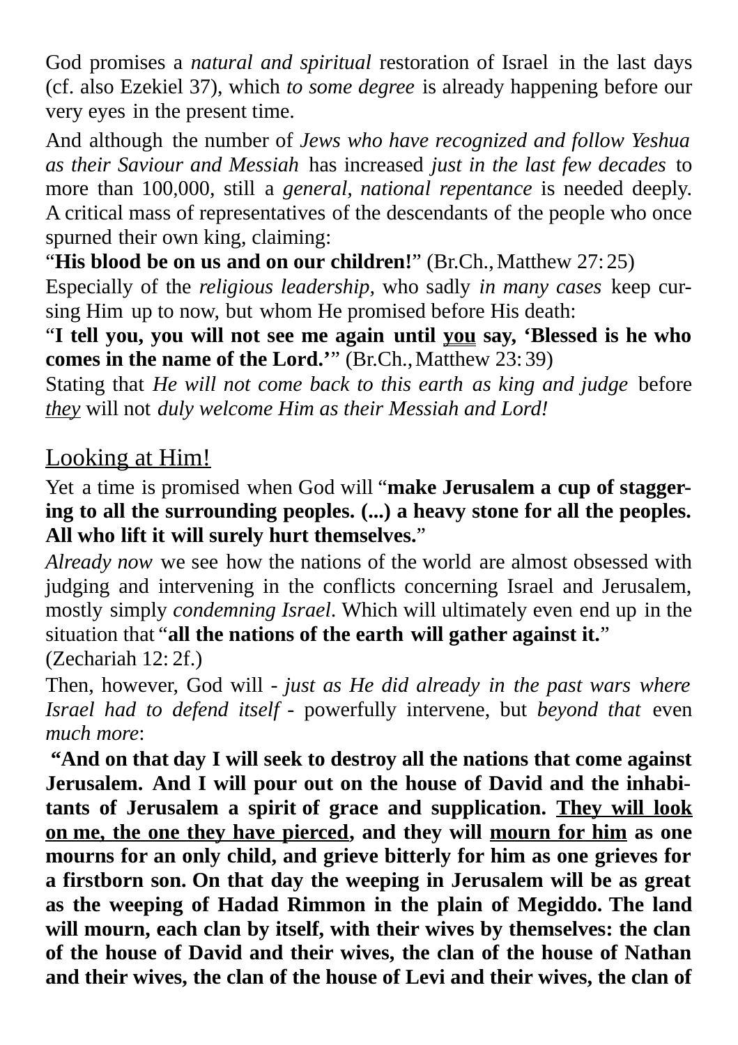God promises a *natural and spiritual* restoration of Israel in the last days (cf. also Ezekiel 37), which *to some degree* is already happening before our very eyes in the present time.

And although the number of *Jews who have recognized and follow Yeshua as their Saviour and Messiah* has increased *just in the last few decades* to more than 100,000, still a *general, national repentance* is needed deeply. A critical mass of representatives of the descendants of the people who once spurned their own king, claiming:

"**His blood be on us and on our children!**" (Br.Ch., Matthew 27: 25)

Especially of the *religious leadership,* who sadly *in many cases* keep cursing Him up to now, but whom He promised before His death:

"**I tell you, you will not see me again until <u>you</u> say, 'Blessed is he who comes in the name of the Lord.'**" (Br.Ch., Matthew 23: 39)

Stating that *He will not come back to this earth as king and judge* before *<u>they</u>* will not *duly welcome Him as their Messiah and Lord!*

## <u>Looking at Him!</u>

Yet a time is promised when God will "**make Jerusalem a cup of staggering to all the surrounding peoples. (...) a heavy stone for all the peoples. All who lift it will surely hurt themselves.**"

*Already now* we see how the nations of the world are almost obsessed with judging and intervening in the conflicts concerning Israel and Jerusalem, mostly simply *condemning Israel*. Which will ultimately even end up in the situation that "**all the nations of the earth will gather against it.**"
(Zechariah 12: 2f.)

Then, however, God will - *just as He did already in the past wars where Israel had to defend itself* - powerfully intervene, but *beyond that* even *much more*:

**"And on that day I will seek to destroy all the nations that come against Jerusalem. And I will pour out on the house of David and the inhabitants of Jerusalem a spirit of grace and supplication. <u>They will look on me, the one they have pierced</u>, and they will <u>mourn for him</u> as one mourns for an only child, and grieve bitterly for him as one grieves for a firstborn son. On that day the weeping in Jerusalem will be as great as the weeping of Hadad Rimmon in the plain of Megiddo. The land will mourn, each clan by itself, with their wives by themselves: the clan of the house of David and their wives, the clan of the house of Nathan and their wives, the clan of the house of Levi and their wives, the clan of**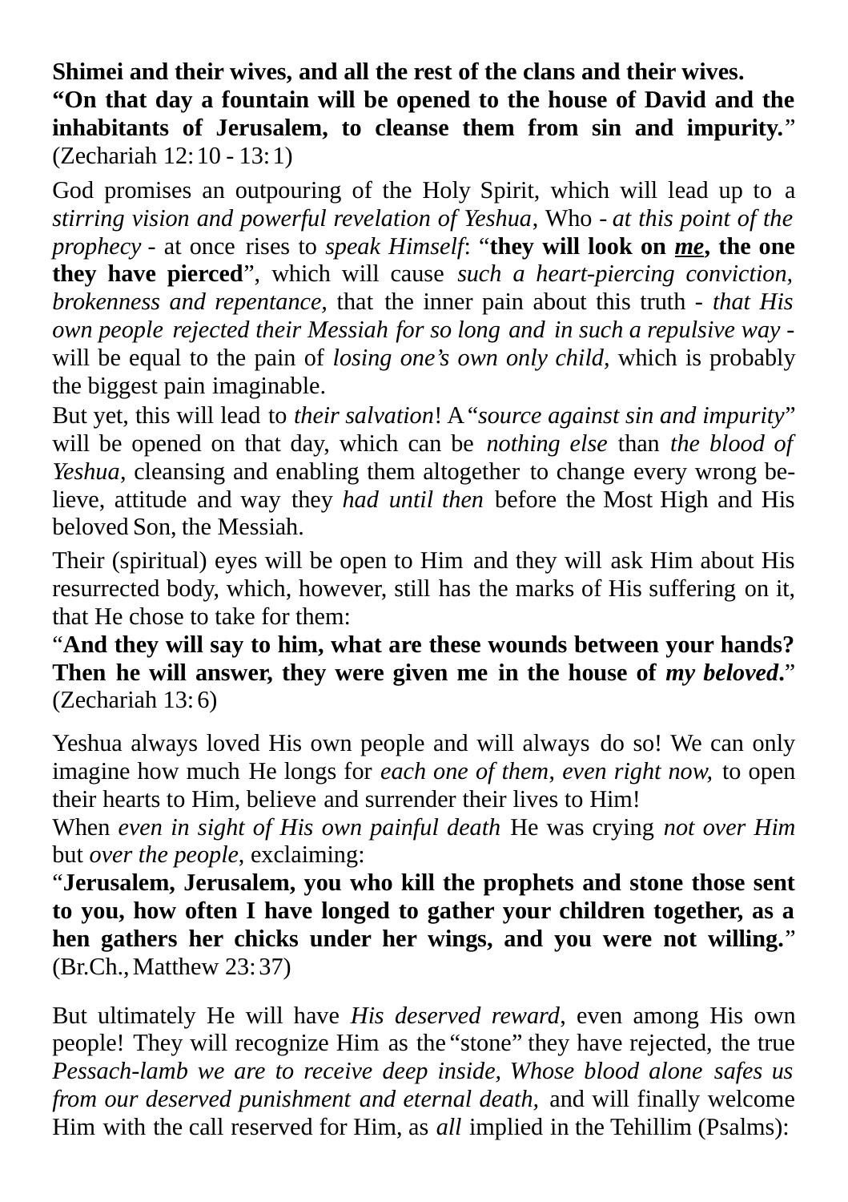**Shimei and their wives, and all the rest of the clans and their wives.**
**"On that day a fountain will be opened to the house of David and the inhabitants of Jerusalem, to cleanse them from sin and impurity.**" (Zechariah 12:10 - 13:1)

God promises an outpouring of the Holy Spirit, which will lead up to a *stirring vision and powerful revelation of Yeshua*, Who - *at this point of the prophecy* - at once rises to *speak Himself*: "**they will look on *me*, the one they have pierced**", which will cause *such a heart-piercing conviction, brokenness and repentance*, that the inner pain about this truth - *that His own people rejected their Messiah for so long and in such a repulsive way* - will be equal to the pain of *losing one's own only child*, which is probably the biggest pain imaginable.

But yet, this will lead to *their salvation*! A "*source against sin and impurity*" will be opened on that day, which can be *nothing else* than *the blood of Yeshua*, cleansing and enabling them altogether to change every wrong be-lieve, attitude and way they *had until then* before the Most High and His beloved Son, the Messiah.

Their (spiritual) eyes will be open to Him and they will ask Him about His resurrected body, which, however, still has the marks of His suffering on it, that He chose to take for them:

"**And they will say to him, what are these wounds between your hands? Then he will answer, they were given me in the house of *my beloved*.**" (Zechariah 13:6)

Yeshua always loved His own people and will always do so! We can only imagine how much He longs for *each one of them*, *even right now,* to open their hearts to Him, believe and surrender their lives to Him!

When *even in sight of His own painful death* He was crying *not over Him* but *over the people,* exclaiming:

"**Jerusalem, Jerusalem, you who kill the prophets and stone those sent to you, how often I have longed to gather your children together, as a hen gathers her chicks under her wings, and you were not willing.**" (Br.Ch., Matthew 23:37)

But ultimately He will have *His deserved reward*, even among His own people! They will recognize Him as the "stone" they have rejected, the true *Pessach-lamb we are to receive deep inside, Whose blood alone safes us from our deserved punishment and eternal death,* and will finally welcome Him with the call reserved for Him, as *all* implied in the Tehillim (Psalms):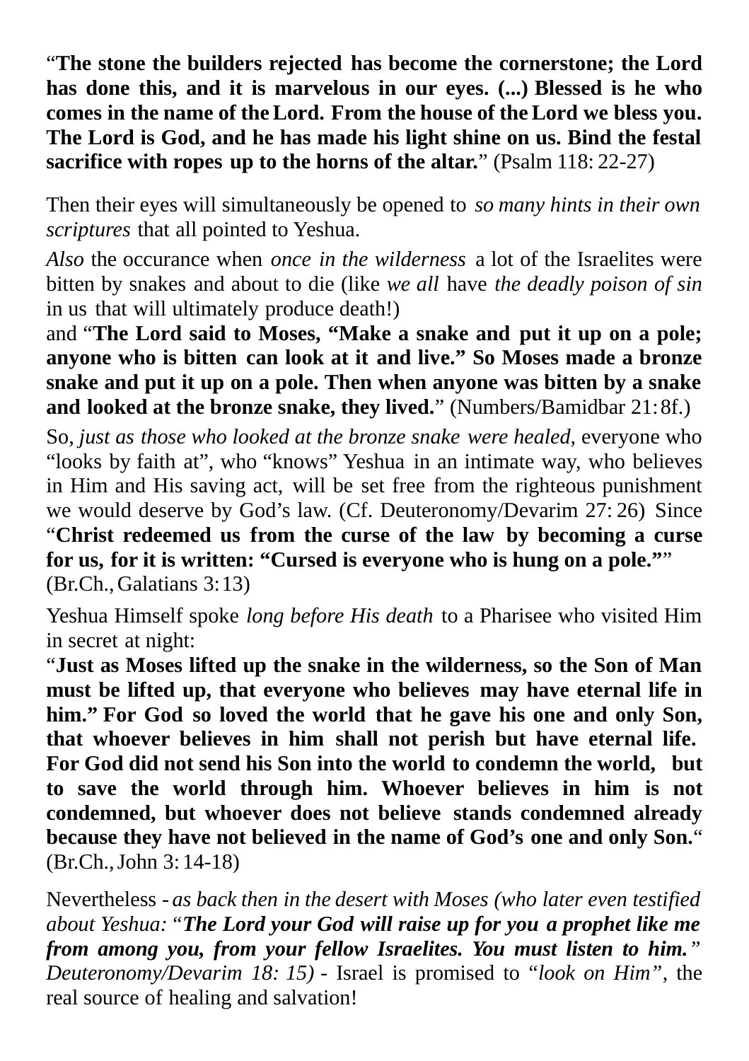“**The stone the builders rejected has become the cornerstone; the Lord has done this, and it is marvelous in our eyes. (...) Blessed is he who comes in the name of the Lord. From the house of the Lord we bless you. The Lord is God, and he has made his light shine on us. Bind the festal sacrifice with ropes up to the horns of the altar.**” (Psalm 118: 22-27)

Then their eyes will simultaneously be opened to *so many hints in their own scriptures* that all pointed to Yeshua.

*Also* the occurance when *once in the wilderness* a lot of the Israelites were bitten by snakes and about to die (like *we all* have *the deadly poison of sin* in us that will ultimately produce death!)
and “**The Lord said to Moses, “Make a snake and put it up on a pole; anyone who is bitten can look at it and live.” So Moses made a bronze snake and put it up on a pole. Then when anyone was bitten by a snake and looked at the bronze snake, they lived.**” (Numbers/Bamidbar 21: 8f.)

So, *just as those who looked at the bronze snake were healed*, everyone who “looks by faith at”, who “knows” Yeshua in an intimate way, who believes in Him and His saving act, will be set free from the righteous punishment we would deserve by God’s law. (Cf. Deuteronomy/Devarim 27: 26) Since “**Christ redeemed us from the curse of the law by becoming a curse for us, for it is written: “Cursed is everyone who is hung on a pole.”**”
(Br.Ch., Galatians 3: 13)

Yeshua Himself spoke *long before His death* to a Pharisee who visited Him in secret at night:
“**Just as Moses lifted up the snake in the wilderness, so the Son of Man must be lifted up, that everyone who believes may have eternal life in him.” For God so loved the world that he gave his one and only Son, that whoever believes in him shall not perish but have eternal life. For God did not send his Son into the world to condemn the world, but to save the world through him. Whoever believes in him is not condemned, but whoever does not believe stands condemned already because they have not believed in the name of God’s one and only Son.**“
(Br.Ch., John 3: 14-18)

Nevertheless - *as back then in the desert with Moses (who later even testified about Yeshua: “**The Lord your God will raise up for you a prophet like me from among you, from your fellow Israelites. You must listen to him.**” Deuteronomy/Devarim 18: 15)* - Israel is promised to “*look on Him”*, the real source of healing and salvation!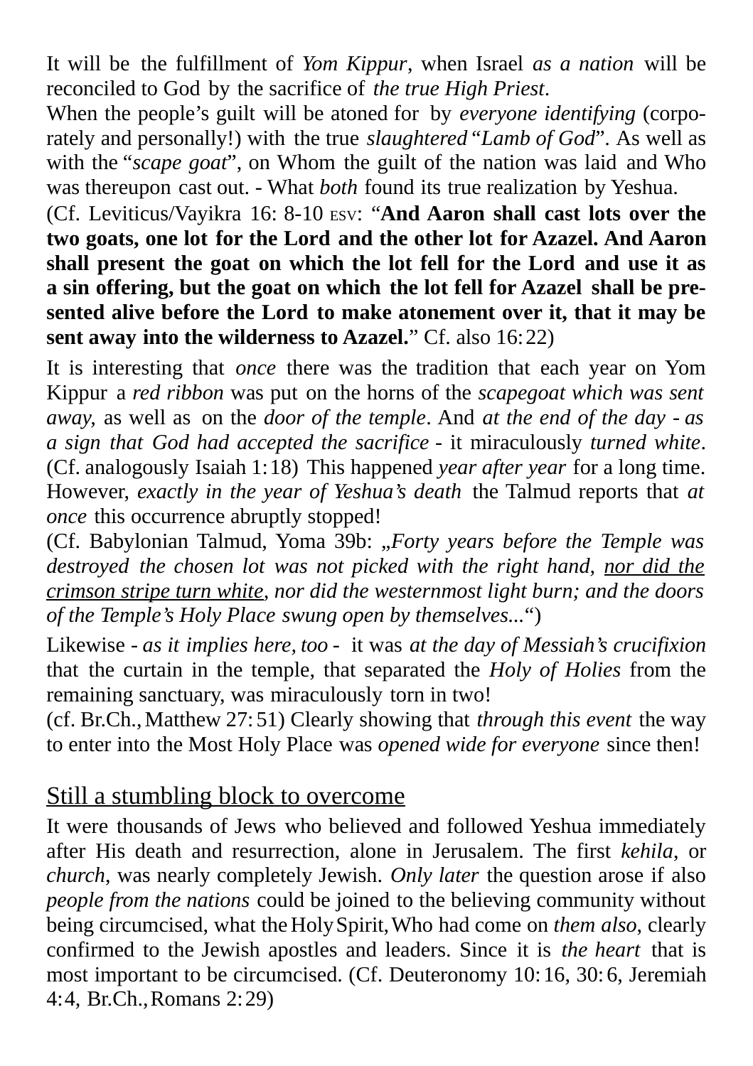It will be the fulfillment of *Yom Kippur*, when Israel *as a nation* will be reconciled to God by the sacrifice of *the true High Priest*.

When the people's guilt will be atoned for by *everyone identifying* (corporately and personally!) with the true *slaughtered* "*Lamb of God*". As well as with the "*scape goat*", on Whom the guilt of the nation was laid and Who was thereupon cast out. - What *both* found its true realization by Yeshua.

(Cf. Leviticus/Vayikra 16: 8-10 ESV: "**And Aaron shall cast lots over the two goats, one lot for the Lord and the other lot for Azazel. And Aaron shall present the goat on which the lot fell for the Lord and use it as a sin offering, but the goat on which the lot fell for Azazel shall be presented alive before the Lord to make atonement over it, that it may be sent away into the wilderness to Azazel.**" Cf. also 16:22)

It is interesting that *once* there was the tradition that each year on Yom Kippur a *red ribbon* was put on the horns of the *scapegoat which was sent away*, as well as on the *door of the temple*. And *at the end of the day* - *as a sign that God had accepted the sacrifice* - it miraculously *turned white*. (Cf. analogously Isaiah 1:18) This happened *year after year* for a long time. However, *exactly in the year of Yeshua's death* the Talmud reports that *at once* this occurrence abruptly stopped!

(Cf. Babylonian Talmud, Yoma 39b: „*Forty years before the Temple was destroyed the chosen lot was not picked with the right hand, <u>nor did the crimson stripe turn white</u>, nor did the westernmost light burn; and the doors of the Temple's Holy Place swung open by themselves...*")

Likewise - *as it implies here, too* - it was *at the day of Messiah's crucifixion* that the curtain in the temple, that separated the *Holy of Holies* from the remaining sanctuary, was miraculously torn in two!

(cf. Br.Ch., Matthew 27:51) Clearly showing that *through this event* the way to enter into the Most Holy Place was *opened wide for everyone* since then!

## <u>Still a stumbling block to overcome</u>

It were thousands of Jews who believed and followed Yeshua immediately after His death and resurrection, alone in Jerusalem. The first *kehila*, or *church*, was nearly completely Jewish. *Only later* the question arose if also *people from the nations* could be joined to the believing community without being circumcised, what the Holy Spirit, Who had come on *them also*, clearly confirmed to the Jewish apostles and leaders. Since it is *the heart* that is most important to be circumcised. (Cf. Deuteronomy 10:16, 30:6, Jeremiah 4:4, Br.Ch., Romans 2:29)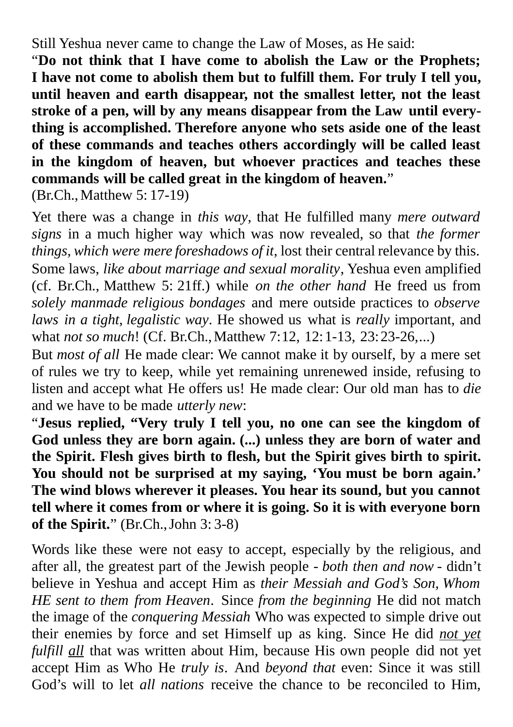Still Yeshua never came to change the Law of Moses, as He said:
“**Do not think that I have come to abolish the Law or the Prophets; I have not come to abolish them but to fulfill them. For truly I tell you, until heaven and earth disappear, not the smallest letter, not the least stroke of a pen, will by any means disappear from the Law until everything is accomplished. Therefore anyone who sets aside one of the least of these commands and teaches others accordingly will be called least in the kingdom of heaven, but whoever practices and teaches these commands will be called great in the kingdom of heaven.**”
(Br.Ch., Matthew 5: 17-19)

Yet there was a change in *this way*, that He fulfilled many *mere outward signs* in a much higher way which was now revealed, so that *the former things, which were mere foreshadows of it*, lost their central relevance by this. Some laws, *like about marriage and sexual morality*, Yeshua even amplified (cf. Br.Ch., Matthew 5: 21ff.) while *on the other hand* He freed us from *solely manmade religious bondages* and mere outside practices to *observe laws in a tight, legalistic way*. He showed us what is *really* important, and what *not so much*! (Cf. Br.Ch., Matthew 7:12, 12:1-13, 23:23-26,...)
But *most of all* He made clear: We cannot make it by ourself, by a mere set of rules we try to keep, while yet remaining unrenewed inside, refusing to listen and accept what He offers us! He made clear: Our old man has to *die* and we have to be made *utterly new*:
“**Jesus replied, “Very truly I tell you, no one can see the kingdom of God unless they are born again. (...) unless they are born of water and the Spirit. Flesh gives birth to flesh, but the Spirit gives birth to spirit. You should not be surprised at my saying, ‘You must be born again.’ The wind blows wherever it pleases. You hear its sound, but you cannot tell where it comes from or where it is going. So it is with everyone born of the Spirit.**” (Br.Ch., John 3: 3-8)

Words like these were not easy to accept, especially by the religious, and after all, the greatest part of the Jewish people - *both then and now* - didn’t believe in Yeshua and accept Him as *their Messiah and God’s Son, Whom HE sent to them from Heaven*. Since *from the beginning* He did not match the image of the *conquering Messiah* Who was expected to simple drive out their enemies by force and set Himself up as king. Since He did *<u>not yet</u> fulfill <u>all</u>* that was written about Him, because His own people did not yet accept Him as Who He *truly is*. And *beyond that* even: Since it was still God’s will to let *all nations* receive the chance to be reconciled to Him,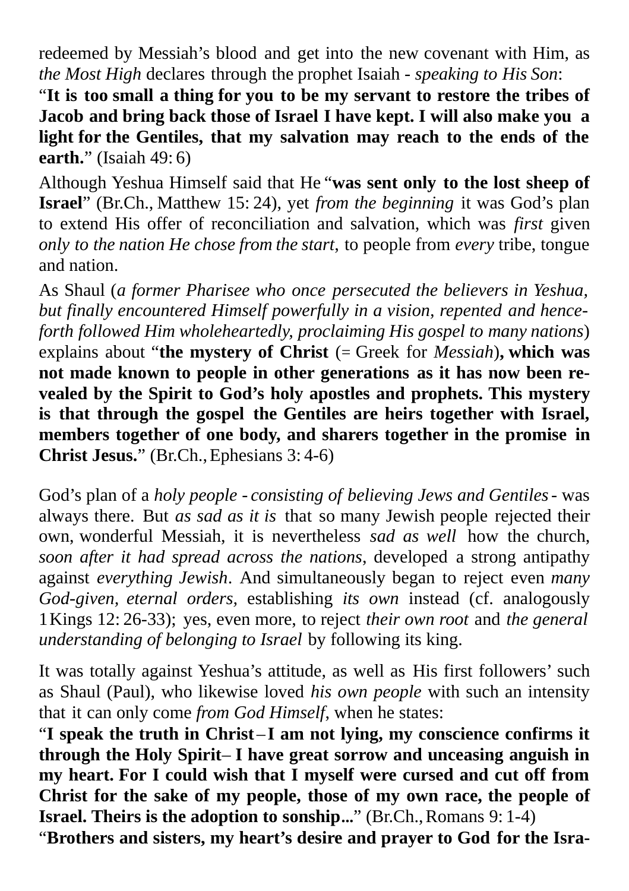redeemed by Messiah's blood and get into the new covenant with Him, as *the Most High* declares through the prophet Isaiah - *speaking to His Son*:

"**It is too small a thing for you to be my servant to restore the tribes of Jacob and bring back those of Israel I have kept. I will also make you a light for the Gentiles, that my salvation may reach to the ends of the earth.**" (Isaiah 49: 6)

Although Yeshua Himself said that He "**was sent only to the lost sheep of Israel**" (Br.Ch., Matthew 15: 24), yet *from the beginning* it was God's plan to extend His offer of reconciliation and salvation, which was *first* given *only to the nation He chose from the start*, to people from *every* tribe, tongue and nation.

As Shaul (*a former Pharisee who once persecuted the believers in Yeshua, but finally encountered Himself powerfully in a vision, repented and henceforth followed Him wholeheartedly, proclaiming His gospel to many nations*) explains about "**the mystery of Christ** (= Greek for *Messiah*)**, which was not made known to people in other generations as it has now been revealed by the Spirit to God's holy apostles and prophets. This mystery is that through the gospel the Gentiles are heirs together with Israel, members together of one body, and sharers together in the promise in Christ Jesus.**" (Br.Ch., Ephesians 3: 4-6)

God's plan of a *holy people* - *consisting of believing Jews and Gentiles* - was always there. But *as sad as it is* that so many Jewish people rejected their own, wonderful Messiah, it is nevertheless *sad as well* how the church, *soon after it had spread across the nations*, developed a strong antipathy against *everything Jewish*. And simultaneously began to reject even *many God-given, eternal orders*, establishing *its own* instead (cf. analogously 1 Kings 12: 26-33); yes, even more, to reject *their own root* and *the general understanding of belonging to Israel* by following its king.

It was totally against Yeshua's attitude, as well as His first followers' such as Shaul (Paul), who likewise loved *his own people* with such an intensity that it can only come *from God Himself*, when he states:

"**I speak the truth in Christ – I am not lying, my conscience confirms it through the Holy Spirit – I have great sorrow and unceasing anguish in my heart. For I could wish that I myself were cursed and cut off from Christ for the sake of my people, those of my own race, the people of Israel. Theirs is the adoption to sonship...**" (Br.Ch., Romans 9: 1-4)

"**Brothers and sisters, my heart's desire and prayer to God for the Isra-**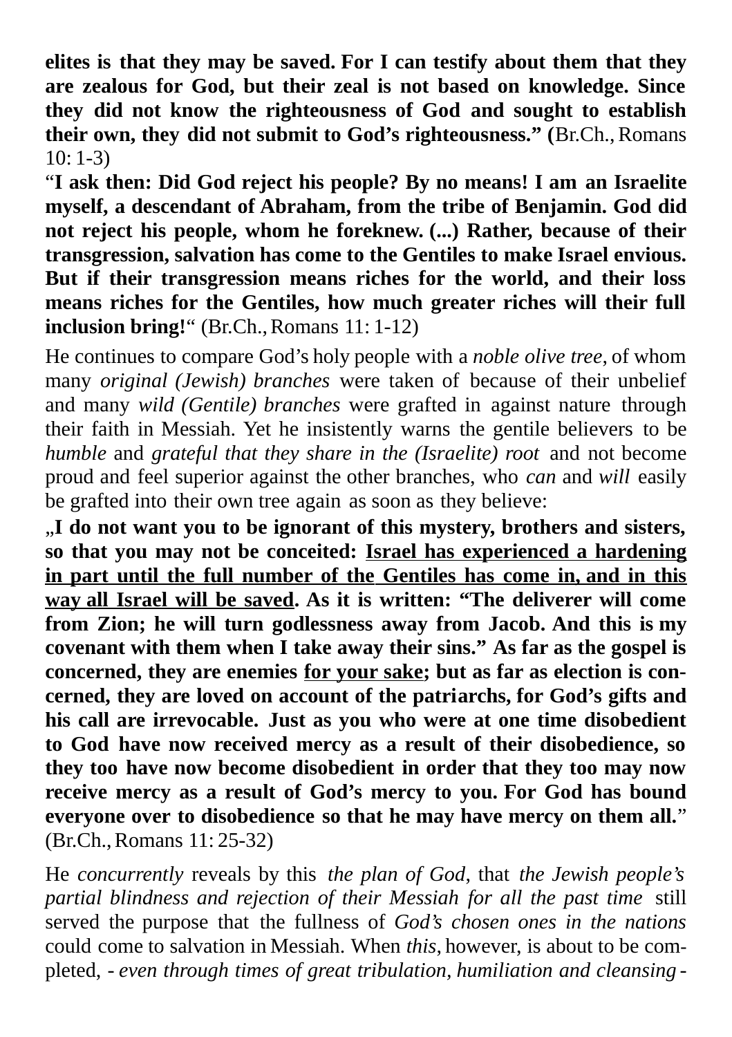**elites is that they may be saved. For I can testify about them that they are zealous for God, but their zeal is not based on knowledge. Since they did not know the righteousness of God and sought to establish their own, they did not submit to God's righteousness." (**Br.Ch., Romans 10: 1-3)

"**I ask then: Did God reject his people? By no means! I am an Israelite myself, a descendant of Abraham, from the tribe of Benjamin. God did not reject his people, whom he foreknew. (...) Rather, because of their transgression, salvation has come to the Gentiles to make Israel envious. But if their transgression means riches for the world, and their loss means riches for the Gentiles, how much greater riches will their full inclusion bring!**" (Br.Ch., Romans 11: 1-12)

He continues to compare God's holy people with a *noble olive tree*, of whom many *original (Jewish) branches* were taken of because of their unbelief and many *wild (Gentile) branches* were grafted in against nature through their faith in Messiah. Yet he insistently warns the gentile believers to be *humble* and *grateful that they share in the (Israelite) root* and not become proud and feel superior against the other branches, who *can* and *will* easily be grafted into their own tree again as soon as they believe:

„**I do not want you to be ignorant of this mystery, brothers and sisters, so that you may not be conceited: <u>Israel has experienced a hardening in part until the full number of the Gentiles has come in, and in this way all Israel will be saved</u>. As it is written: "The deliverer will come from Zion; he will turn godlessness away from Jacob. And this is my covenant with them when I take away their sins." As far as the gospel is concerned, they are enemies <u>for your sake</u>; but as far as election is concerned, they are loved on account of the patriarchs, for God's gifts and his call are irrevocable. Just as you who were at one time disobedient to God have now received mercy as a result of their disobedience, so they too have now become disobedient in order that they too may now receive mercy as a result of God's mercy to you. For God has bound everyone over to disobedience so that he may have mercy on them all.**" (Br.Ch., Romans 11: 25-32)

He *concurrently* reveals by this *the plan of God*, that *the Jewish people's partial blindness and rejection of their Messiah for all the past time* still served the purpose that the fullness of *God's chosen ones in the nations* could come to salvation in Messiah. When *this*, however, is about to be completed, - *even through times of great tribulation, humiliation and cleansing* -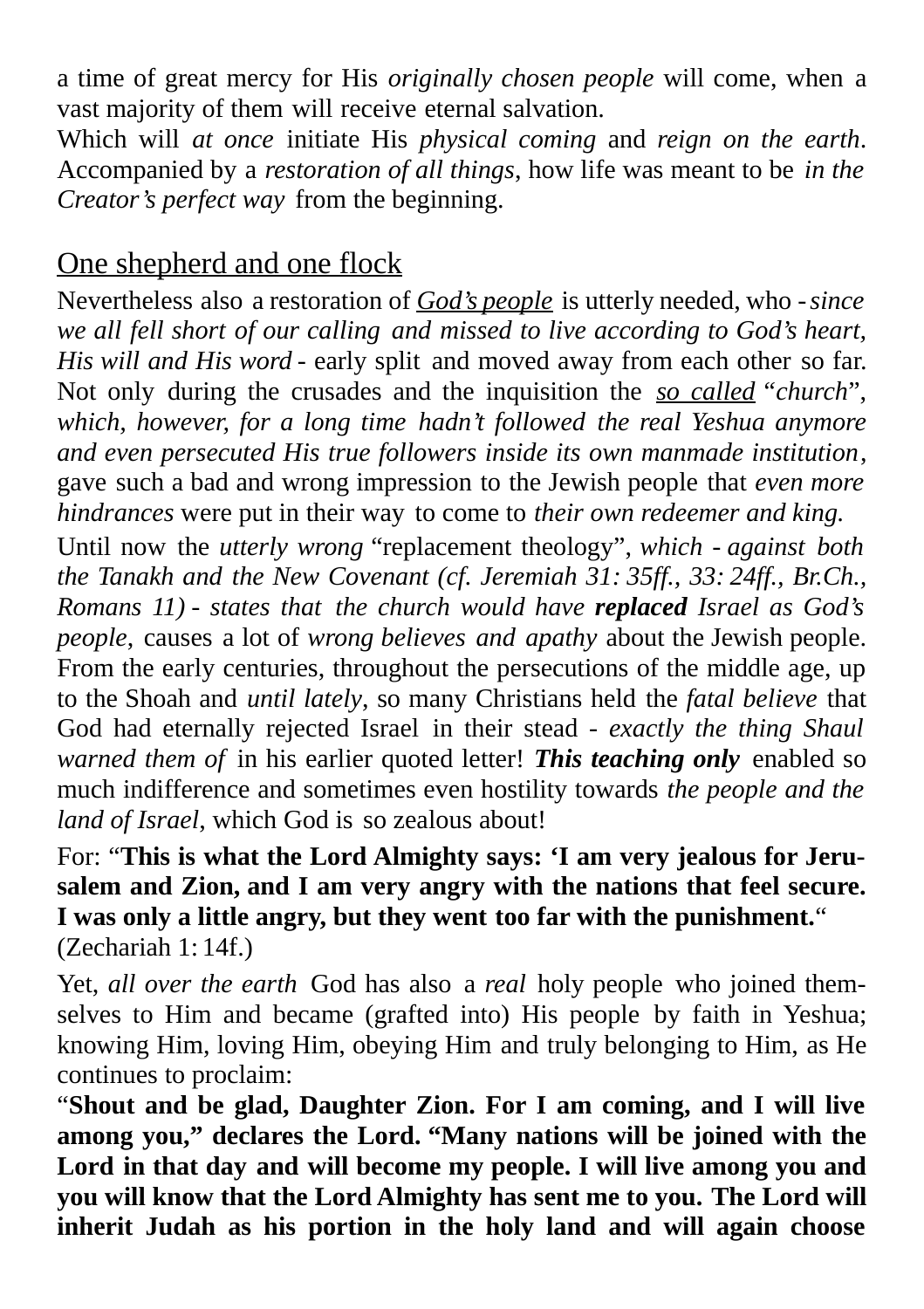a time of great mercy for His *originally chosen people* will come, when a vast majority of them will receive eternal salvation.

Which will *at once* initiate His *physical coming* and *reign on the earth*. Accompanied by a *restoration of all things*, how life was meant to be *in the Creator's perfect way* from the beginning.

## One shepherd and one flock

Nevertheless also a restoration of ***God's people*** is utterly needed, who - *since we all fell short of our calling and missed to live according to God's heart, His will and His word* - early split and moved away from each other so far. Not only during the crusades and the inquisition the *so called* "*church*", *which, however, for a long time hadn't followed the real Yeshua anymore and even persecuted His true followers inside its own manmade institution*, gave such a bad and wrong impression to the Jewish people that *even more hindrances* were put in their way to come to *their own redeemer and king.*

Until now the *utterly wrong* "replacement theology", *which - against both the Tanakh and the New Covenant (cf. Jeremiah 31: 35ff., 33: 24ff., Br.Ch., Romans 11) - states that the church would have **replaced** Israel as God's people*, causes a lot of *wrong believes and apathy* about the Jewish people. From the early centuries, throughout the persecutions of the middle age, up to the Shoah and *until lately*, so many Christians held the *fatal believe* that God had eternally rejected Israel in their stead - *exactly the thing Shaul warned them of* in his earlier quoted letter! ***This teaching only*** enabled so much indifference and sometimes even hostility towards *the people and the land of Israel*, which God is so zealous about!

For: "**This is what the Lord Almighty says: 'I am very jealous for Jerusalem and Zion, and I am very angry with the nations that feel secure. I was only a little angry, but they went too far with the punishment.**"
(Zechariah 1: 14f.)

Yet, *all over the earth* God has also a *real* holy people who joined themselves to Him and became (grafted into) His people by faith in Yeshua; knowing Him, loving Him, obeying Him and truly belonging to Him, as He continues to proclaim:

"**Shout and be glad, Daughter Zion. For I am coming, and I will live among you," declares the Lord. "Many nations will be joined with the Lord in that day and will become my people. I will live among you and you will know that the Lord Almighty has sent me to you. The Lord will inherit Judah as his portion in the holy land and will again choose**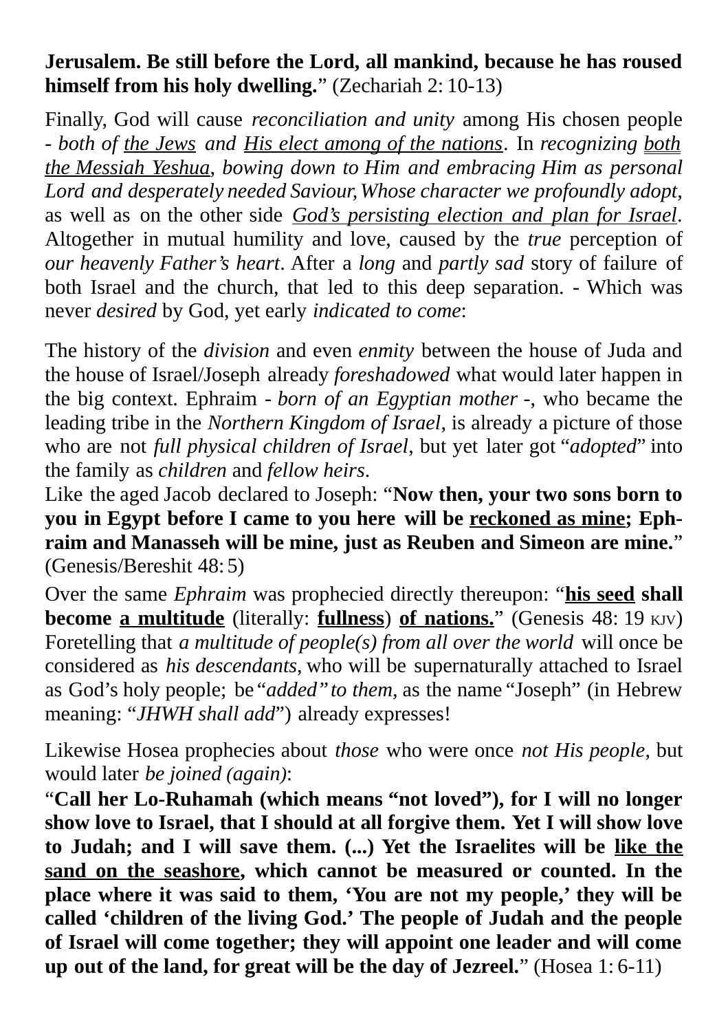**Jerusalem. Be still before the Lord, all mankind, because he has roused himself from his holy dwelling.**" (Zechariah 2: 10-13)

Finally, God will cause *reconciliation and unity* among His chosen people - *both of <u>the Jews</u> and <u>His elect among of the nations</u>*. In *recognizing <u>both the Messiah Yeshua</u>, bowing down to Him and embracing Him as personal Lord and desperately needed Saviour, Whose character we profoundly adopt*, as well as on the other side *<u>God's persisting election and plan for Israel</u>*. Altogether in mutual humility and love, caused by the *true* perception of *our heavenly Father's heart*. After a *long* and *partly sad* story of failure of both Israel and the church, that led to this deep separation. - Which was never *desired* by God, yet early *indicated to come*:

The history of the *division* and even *enmity* between the house of Juda and the house of Israel/Joseph already *foreshadowed* what would later happen in the big context. Ephraim - *born of an Egyptian mother* -, who became the leading tribe in the *Northern Kingdom of Israel*, is already a picture of those who are not *full physical children of Israel*, but yet later got "*adopted*" into the family as *children* and *fellow heirs*.

Like the aged Jacob declared to Joseph: "**Now then, your two sons born to you in Egypt before I came to you here will be <u>reckoned as mine</u>; Ephraim and Manasseh will be mine, just as Reuben and Simeon are mine.**" (Genesis/Bereshit 48: 5)

Over the same *Ephraim* was prophecied directly thereupon: "**<u>his seed</u> shall become <u>a multitude</u>** (literally: **<u>fullness</u>**) **<u>of nations</u>.**" (Genesis 48: 19 KJV) Foretelling that *a multitude of people(s) from all over the world* will once be considered as *his descendants*, who will be supernaturally attached to Israel as God's holy people; be "*added" to them*, as the name "Joseph" (in Hebrew meaning: "*JHWH shall add*") already expresses!

Likewise Hosea prophecies about *those* who were once *not His people*, but would later *be joined (again)*:

"**Call her Lo-Ruhamah (which means "not loved"), for I will no longer show love to Israel, that I should at all forgive them. Yet I will show love to Judah; and I will save them. (...) Yet the Israelites will be <u>like the sand on the seashore</u>, which cannot be measured or counted. In the place where it was said to them, 'You are not my people,' they will be called 'children of the living God.' The people of Judah and the people of Israel will come together; they will appoint one leader and will come up out of the land, for great will be the day of Jezreel.**" (Hosea 1: 6-11)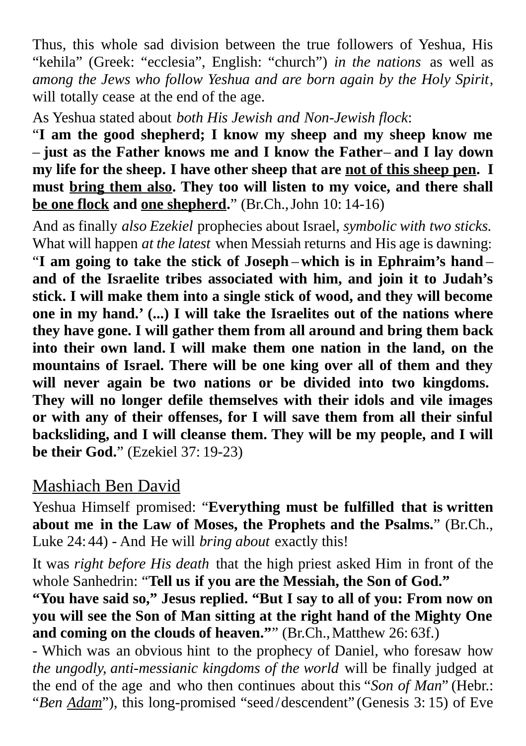Thus, this whole sad division between the true followers of Yeshua, His “kehila” (Greek: “ecclesia”, English: “church”) *in the nations* as well as *among the Jews who follow Yeshua and are born again by the Holy Spirit*, will totally cease at the end of the age.

As Yeshua stated about *both His Jewish and Non-Jewish flock*:
“**I am the good shepherd; I know my sheep and my sheep know me – just as the Father knows me and I know the Father – and I lay down my life for the sheep. I have other sheep that are <u>not of this sheep pen</u>. I must <u>bring them also</u>. They too will listen to my voice, and there shall <u>be one flock</u> and <u>one shepherd</u>.**” (Br.Ch., John 10: 14-16)

And as finally *also Ezekiel* prophecies about Israel, *symbolic with two sticks.* What will happen *at the latest* when Messiah returns and His age is dawning: “**I am going to take the stick of Joseph – which is in Ephraim’s hand – and of the Israelite tribes associated with him, and join it to Judah’s stick. I will make them into a single stick of wood, and they will become one in my hand.’ (...) I will take the Israelites out of the nations where they have gone. I will gather them from all around and bring them back into their own land. I will make them one nation in the land, on the mountains of Israel. There will be one king over all of them and they will never again be two nations or be divided into two kingdoms. They will no longer defile themselves with their idols and vile images or with any of their offenses, for I will save them from all their sinful backsliding, and I will cleanse them. They will be my people, and I will be their God.**” (Ezekiel 37: 19-23)

## <u>Mashiach Ben David</u>

Yeshua Himself promised: “**Everything must be fulfilled that is written about me in the Law of Moses, the Prophets and the Psalms.**” (Br.Ch., Luke 24: 44) - And He will *bring about* exactly this!

It was *right before His death* that the high priest asked Him in front of the whole Sanhedrin: “**Tell us if you are the Messiah, the Son of God.”**
**“You have said so,” Jesus replied. “But I say to all of you: From now on you will see the Son of Man sitting at the right hand of the Mighty One and coming on the clouds of heaven.”**” (Br.Ch., Matthew 26: 63f.)
- Which was an obvious hint to the prophecy of Daniel, who foresaw how *the ungodly, anti-messianic kingdoms of the world* will be finally judged at the end of the age and who then continues about this “*Son of Man*” (Hebr.: “*Ben <u>Adam</u>*”), this long-promised “seed/descendent” (Genesis 3: 15) of Eve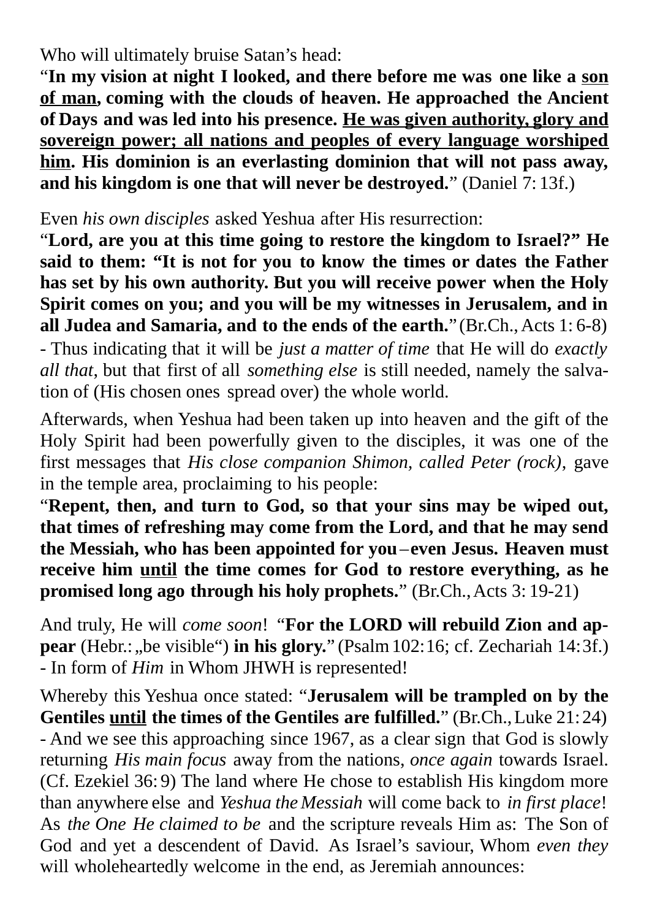Who will ultimately bruise Satan's head:
"**In my vision at night I looked, and there before me was one like a <u>son of man</u>, coming with the clouds of heaven. He approached the Ancient of Days and was led into his presence. <u>He was given authority, glory and sovereign power; all nations and peoples of every language worshiped him</u>. His dominion is an everlasting dominion that will not pass away, and his kingdom is one that will never be destroyed.**" (Daniel 7: 13f.)

Even *his own disciples* asked Yeshua after His resurrection:
"**Lord, are you at this time going to restore the kingdom to Israel?" He said to them: "It is not for you to know the times or dates the Father has set by his own authority. But you will receive power when the Holy Spirit comes on you; and you will be my witnesses in Jerusalem, and in all Judea and Samaria, and to the ends of the earth.**" (Br.Ch., Acts 1: 6-8) - Thus indicating that it will be *just a matter of time* that He will do *exactly all that*, but that first of all *something else* is still needed, namely the salvation of (His chosen ones spread over) the whole world.

Afterwards, when Yeshua had been taken up into heaven and the gift of the Holy Spirit had been powerfully given to the disciples, it was one of the first messages that *His close companion Shimon, called Peter (rock)*, gave in the temple area, proclaiming to his people:
"**Repent, then, and turn to God, so that your sins may be wiped out, that times of refreshing may come from the Lord, and that he may send the Messiah, who has been appointed for you – even Jesus. Heaven must receive him <u>until</u> the time comes for God to restore everything, as he promised long ago through his holy prophets.**" (Br.Ch., Acts 3: 19-21)

And truly, He will *come soon*! "**For the LORD will rebuild Zion and appear** (Hebr.: „be visible") **in his glory.**" (Psalm 102: 16; cf. Zechariah 14: 3f.) - In form of *Him* in Whom JHWH is represented!

Whereby this Yeshua once stated: "**Jerusalem will be trampled on by the Gentiles <u>until</u> the times of the Gentiles are fulfilled.**" (Br.Ch., Luke 21: 24) - And we see this approaching since 1967, as a clear sign that God is slowly returning *His main focus* away from the nations, *once again* towards Israel. (Cf. Ezekiel 36: 9) The land where He chose to establish His kingdom more than anywhere else and *Yeshua the Messiah* will come back to *in first place*! As *the One He claimed to be* and the scripture reveals Him as: The Son of God and yet a descendent of David. As Israel's saviour, Whom *even they* will wholeheartedly welcome in the end, as Jeremiah announces: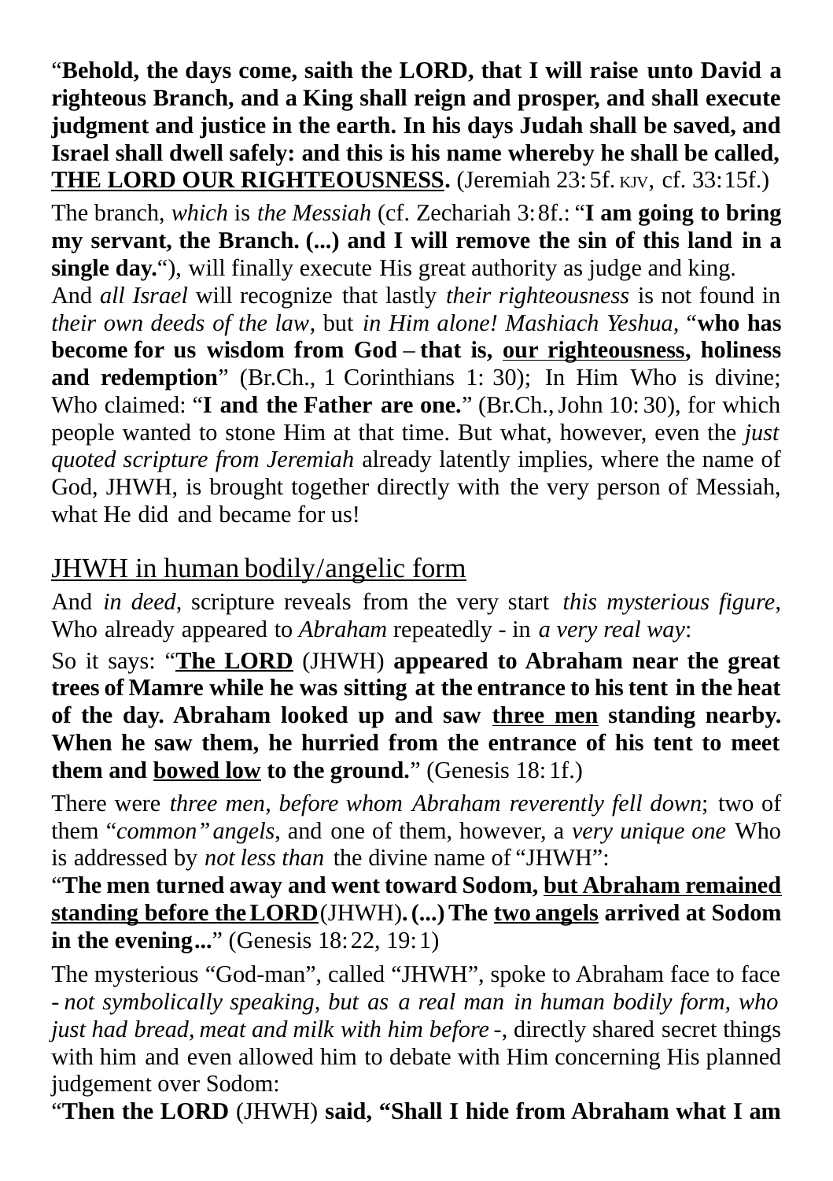"**Behold, the days come, saith the LORD, that I will raise unto David a righteous Branch, and a King shall reign and prosper, and shall execute judgment and justice in the earth. In his days Judah shall be saved, and Israel shall dwell safely: and this is his name whereby he shall be called, <u>THE LORD OUR RIGHTEOUSNESS</u>.** (Jeremiah 23:5f. KJV, cf. 33:15f.)

The branch, *which* is *the Messiah* (cf. Zechariah 3:8f.: "**I am going to bring my servant, the Branch. (...) and I will remove the sin of this land in a single day.**"), will finally execute His great authority as judge and king.

And *all Israel* will recognize that lastly *their righteousness* is not found in *their own deeds of the law*, but *in Him alone! Mashiach Yeshua*, "**who has become for us wisdom from God – that is, <u>our righteousness</u>, holiness and redemption**" (Br.Ch., 1 Corinthians 1: 30); In Him Who is divine; Who claimed: "**I and the Father are one.**" (Br.Ch., John 10: 30), for which people wanted to stone Him at that time. But what, however, even the *just quoted scripture from Jeremiah* already latently implies, where the name of God, JHWH, is brought together directly with the very person of Messiah, what He did and became for us!

## <u>JHWH in human bodily/angelic form</u>

And *in deed*, scripture reveals from the very start *this mysterious figure*, Who already appeared to *Abraham* repeatedly - in *a very real way*:

So it says: "**<u>The LORD</u>** (JHWH) **appeared to Abraham near the great trees of Mamre while he was sitting at the entrance to his tent in the heat of the day. Abraham looked up and saw <u>three men</u> standing nearby. When he saw them, he hurried from the entrance of his tent to meet them and <u>bowed low</u> to the ground.**" (Genesis 18:1f.)

There were *three men*, *before whom Abraham reverently fell down*; two of them "*common*" *angels*, and one of them, however, a *very unique one* Who is addressed by *not less than* the divine name of "JHWH":

"**The men turned away and went toward Sodom, <u>but Abraham remained standing before the LORD</u>**(JHWH)**. (...) The <u>two angels</u> arrived at Sodom in the evening...**" (Genesis 18:22, 19:1)

The mysterious "God-man", called "JHWH", spoke to Abraham face to face - *not symbolically speaking, but as a real man in human bodily form, who just had bread, meat and milk with him before* -, directly shared secret things with him and even allowed him to debate with Him concerning His planned judgement over Sodom:

"**Then the LORD** (JHWH) **said, "Shall I hide from Abraham what I am**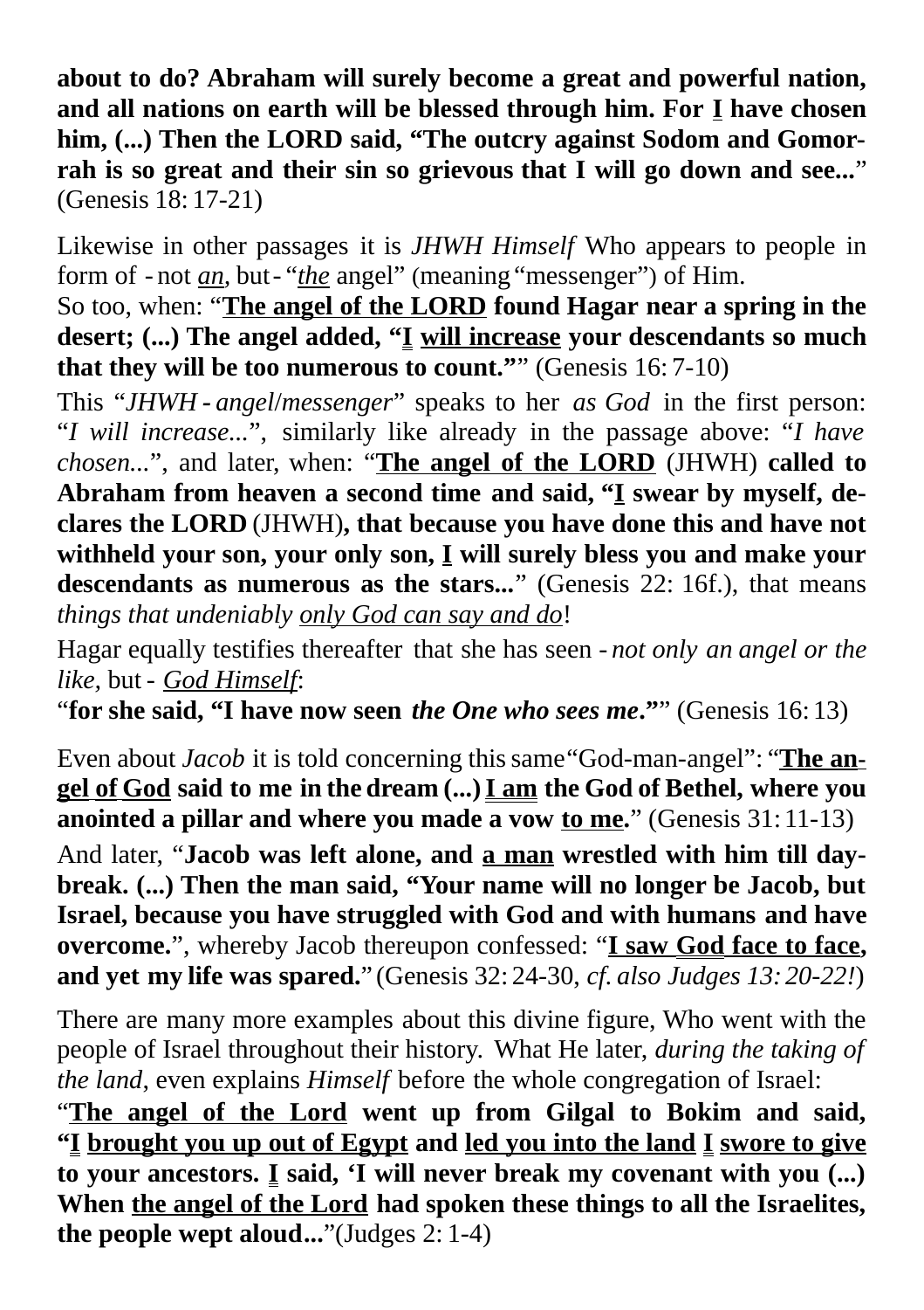**about to do? Abraham will surely become a great and powerful nation, and all nations on earth will be blessed through him. For I have chosen him, (...) Then the LORD said, "The outcry against Sodom and Gomorrah is so great and their sin so grievous that I will go down and see...**" (Genesis 18: 17-21)

Likewise in other passages it is *JHWH Himself* Who appears to people in form of - not *an*, but - "*the* angel" (meaning "messenger") of Him.
So too, when: "**The angel of the LORD found Hagar near a spring in the desert; (...) The angel added, "I will increase your descendants so much that they will be too numerous to count."**" (Genesis 16: 7-10)

This "*JHWH - angel/messenger*" speaks to her *as God* in the first person: "*I will increase...*", similarly like already in the passage above: "*I have chosen...*", and later, when: "**The angel of the LORD** (JHWH) **called to Abraham from heaven a second time and said, "I swear by myself, declares the LORD** (JHWH)**, that because you have done this and have not withheld your son, your only son, I will surely bless you and make your descendants as numerous as the stars...**" (Genesis 22: 16f.), that means *things that undeniably only God can say and do*!

Hagar equally testifies thereafter that she has seen - *not only an angel or the like*, but - *God Himself*:
"**for she said, "I have now seen *the One who sees me*."**" (Genesis 16: 13)

Even about *Jacob* it is told concerning this same "God-man-angel": "**The angel of God said to me in the dream (...) I am the God of Bethel, where you anointed a pillar and where you made a vow to me.**" (Genesis 31: 11-13)

And later, "**Jacob was left alone, and a man wrestled with him till daybreak. (...) Then the man said, "Your name will no longer be Jacob, but Israel, because you have struggled with God and with humans and have overcome.**", whereby Jacob thereupon confessed: "**I saw God face to face, and yet my life was spared.**" (Genesis 32: 24-30, *cf. also Judges 13: 20-22!*)

There are many more examples about this divine figure, Who went with the people of Israel throughout their history. What He later, *during the taking of the land*, even explains *Himself* before the whole congregation of Israel:
"**The angel of the Lord went up from Gilgal to Bokim and said, "I brought you up out of Egypt and led you into the land I swore to give to your ancestors. I said, 'I will never break my covenant with you (...) When the angel of the Lord had spoken these things to all the Israelites, the people wept aloud...**"(Judges 2: 1-4)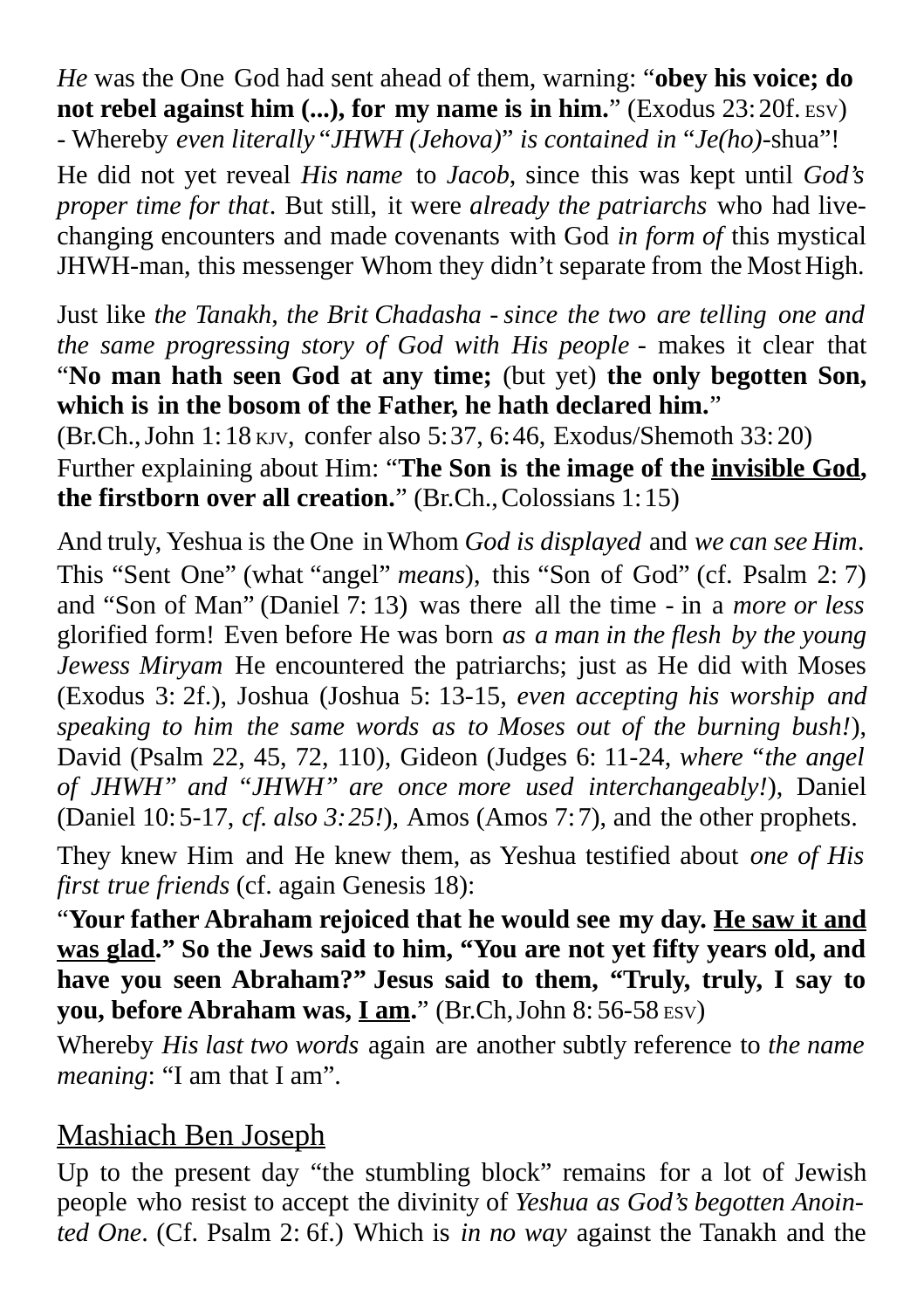*He* was the One God had sent ahead of them, warning: "**obey his voice; do not rebel against him (...), for my name is in him.**" (Exodus 23: 20f. ESV) - Whereby *even literally* "*JHWH (Jehova)*" *is contained in* "*Je(ho)*-shua"!
He did not yet reveal *His name* to *Jacob*, since this was kept until *God's proper time for that*. But still, it were *already the patriarchs* who had live-changing encounters and made covenants with God *in form of* this mystical JHWH-man, this messenger Whom they didn't separate from the Most High.

Just like *the Tanakh*, *the Brit Chadasha* - *since the two are telling one and the same progressing story of God with His people* - makes it clear that "**No man hath seen God at any time;** (but yet) **the only begotten Son, which is in the bosom of the Father, he hath declared him.**"
(Br.Ch., John 1: 18 KJV, confer also 5: 37, 6: 46, Exodus/Shemoth 33: 20)
Further explaining about Him: "**The Son is the image of the <u>invisible God</u>, the firstborn over all creation.**" (Br.Ch., Colossians 1: 15)

And truly, Yeshua is the One in Whom *God is displayed* and *we can see Him*. This "Sent One" (what "angel" *means*), this "Son of God" (cf. Psalm 2: 7) and "Son of Man" (Daniel 7: 13) was there all the time - in a *more or less* glorified form! Even before He was born *as a man in the flesh by the young Jewess Miryam* He encountered the patriarchs; just as He did with Moses (Exodus 3: 2f.), Joshua (Joshua 5: 13-15, *even accepting his worship and speaking to him the same words as to Moses out of the burning bush!*), David (Psalm 22, 45, 72, 110), Gideon (Judges 6: 11-24, *where "the angel of JHWH" and "JHWH" are once more used interchangeably!*), Daniel (Daniel 10: 5-17, *cf. also 3: 25!*), Amos (Amos 7: 7), and the other prophets.

They knew Him and He knew them, as Yeshua testified about *one of His first true friends* (cf. again Genesis 18):
"**Your father Abraham rejoiced that he would see my day. <u>He saw it and was glad</u>." So the Jews said to him, "You are not yet fifty years old, and have you seen Abraham?" Jesus said to them, "Truly, truly, I say to you, before Abraham was, <u>I am</u>.**" (Br.Ch, John 8: 56-58 ESV)
Whereby *His last two words* again are another subtly reference to *the name meaning*: "I am that I am".

## <u>Mashiach Ben Joseph</u>

Up to the present day "the stumbling block" remains for a lot of Jewish people who resist to accept the divinity of *Yeshua as God's begotten Anointed One*. (Cf. Psalm 2: 6f.) Which is *in no way* against the Tanakh and the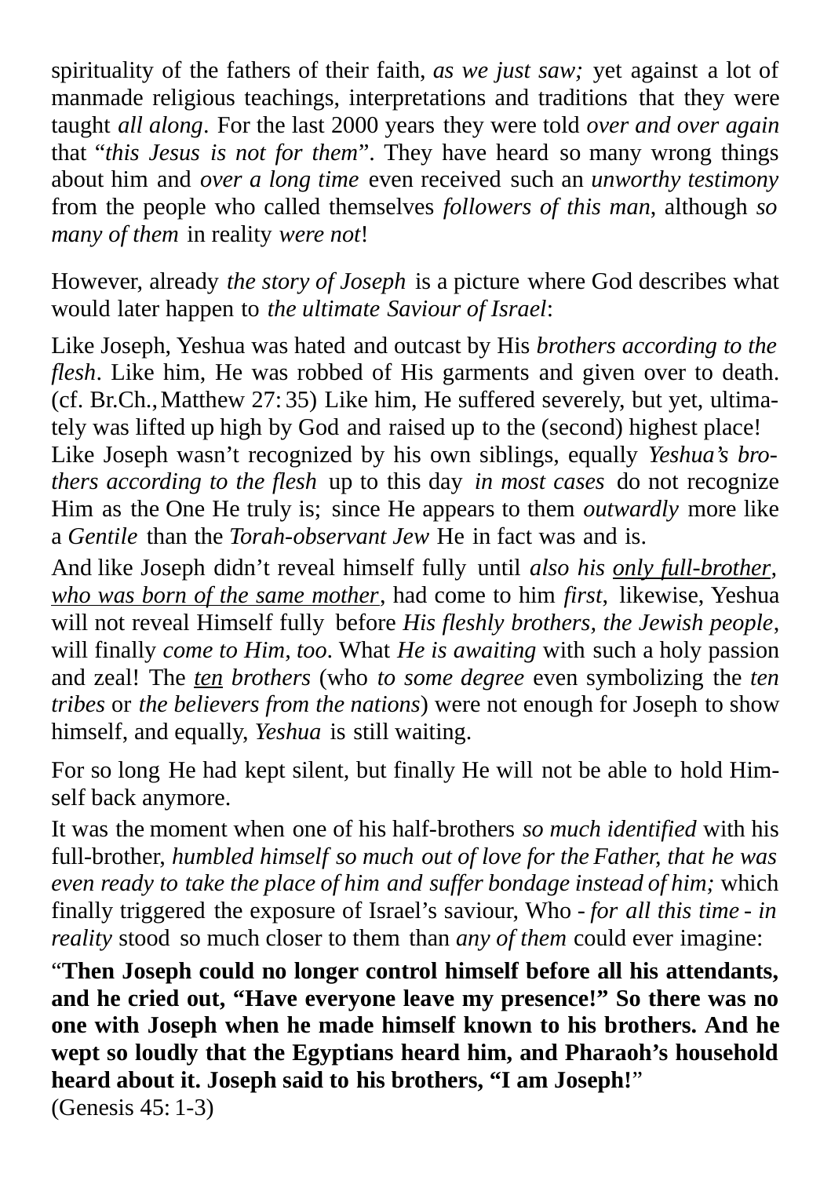spirituality of the fathers of their faith, *as we just saw;* yet against a lot of manmade religious teachings, interpretations and traditions that they were taught *all along*. For the last 2000 years they were told *over and over again* that "*this Jesus is not for them*". They have heard so many wrong things about him and *over a long time* even received such an *unworthy testimony* from the people who called themselves *followers of this man*, although *so many of them* in reality *were not*!

However, already *the story of Joseph* is a picture where God describes what would later happen to *the ultimate Saviour of Israel*:

Like Joseph, Yeshua was hated and outcast by His *brothers according to the flesh*. Like him, He was robbed of His garments and given over to death. (cf. Br.Ch., Matthew 27: 35) Like him, He suffered severely, but yet, ultimately was lifted up high by God and raised up to the (second) highest place! Like Joseph wasn't recognized by his own siblings, equally *Yeshua's brothers according to the flesh* up to this day *in most cases* do not recognize Him as the One He truly is; since He appears to them *outwardly* more like a *Gentile* than the *Torah-observant Jew* He in fact was and is.

And like Joseph didn't reveal himself fully until *also his <u>only full-brother</u>, <u>who was born of the same mother</u>*, had come to him *first*, likewise, Yeshua will not reveal Himself fully before *His fleshly brothers, the Jewish people*, will finally *come to Him, too*. What *He is awaiting* with such a holy passion and zeal! The *<u>ten</u> brothers* (who *to some degree* even symbolizing the *ten tribes* or *the believers from the nations*) were not enough for Joseph to show himself, and equally, *Yeshua* is still waiting.

For so long He had kept silent, but finally He will not be able to hold Himself back anymore.

It was the moment when one of his half-brothers *so much identified* with his full-brother, *humbled himself so much out of love for the Father, that he was even ready to take the place of him and suffer bondage instead of him;* which finally triggered the exposure of Israel's saviour, Who - *for all this time* - *in reality* stood so much closer to them than *any of them* could ever imagine:

"**Then Joseph could no longer control himself before all his attendants, and he cried out, "Have everyone leave my presence!" So there was no one with Joseph when he made himself known to his brothers. And he wept so loudly that the Egyptians heard him, and Pharaoh's household heard about it. Joseph said to his brothers, "I am Joseph!**"
(Genesis 45: 1-3)